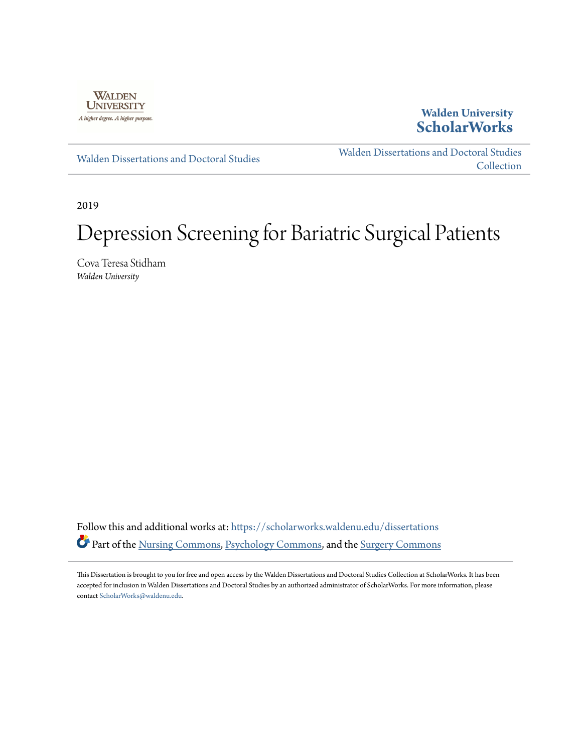Walden University

Walden University ScholarWorks

Walden Dissertations and Doctoral Studies

Walden Dissertations and Doctoral Studies Collection

2019

# Depression Screening for Bariatric Surgical Patients

Cova Teresa Stidham
*Walden University*

Follow this and additional works at: https://scholarworks.waldenu.edu/dissertations

Part of the Nursing Commons, Psychology Commons, and the Surgery Commons

This Dissertation is brought to you for free and open access by the Walden Dissertations and Doctoral Studies Collection at ScholarWorks. It has been accepted for inclusion in Walden Dissertations and Doctoral Studies by an authorized administrator of ScholarWorks. For more information, please contact ScholarWorks@waldenu.edu.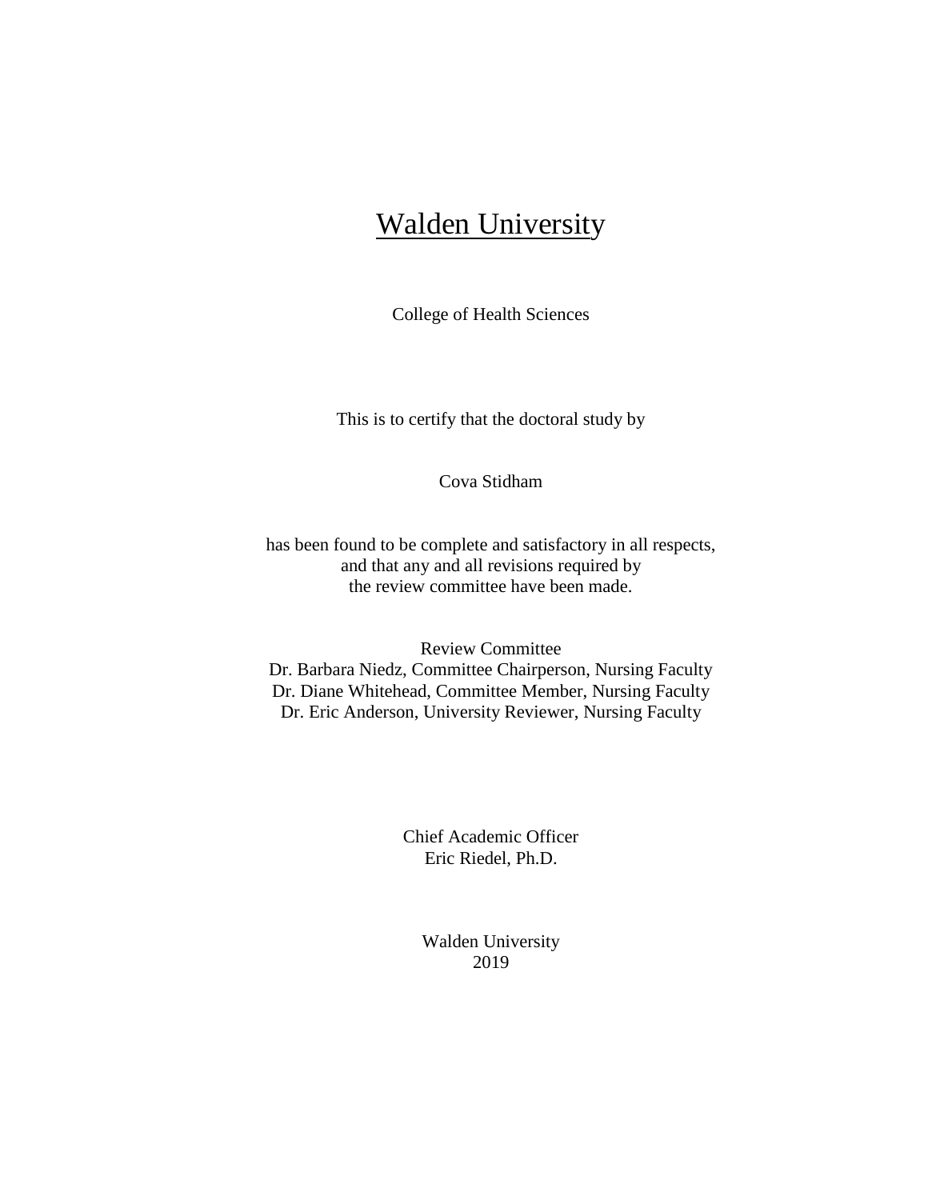# Walden University

College of Health Sciences

This is to certify that the doctoral study by

Cova Stidham

has been found to be complete and satisfactory in all respects,
and that any and all revisions required by
the review committee have been made.

Review Committee
Dr. Barbara Niedz, Committee Chairperson, Nursing Faculty
Dr. Diane Whitehead, Committee Member, Nursing Faculty
Dr. Eric Anderson, University Reviewer, Nursing Faculty

Chief Academic Officer
Eric Riedel, Ph.D.

Walden University
2019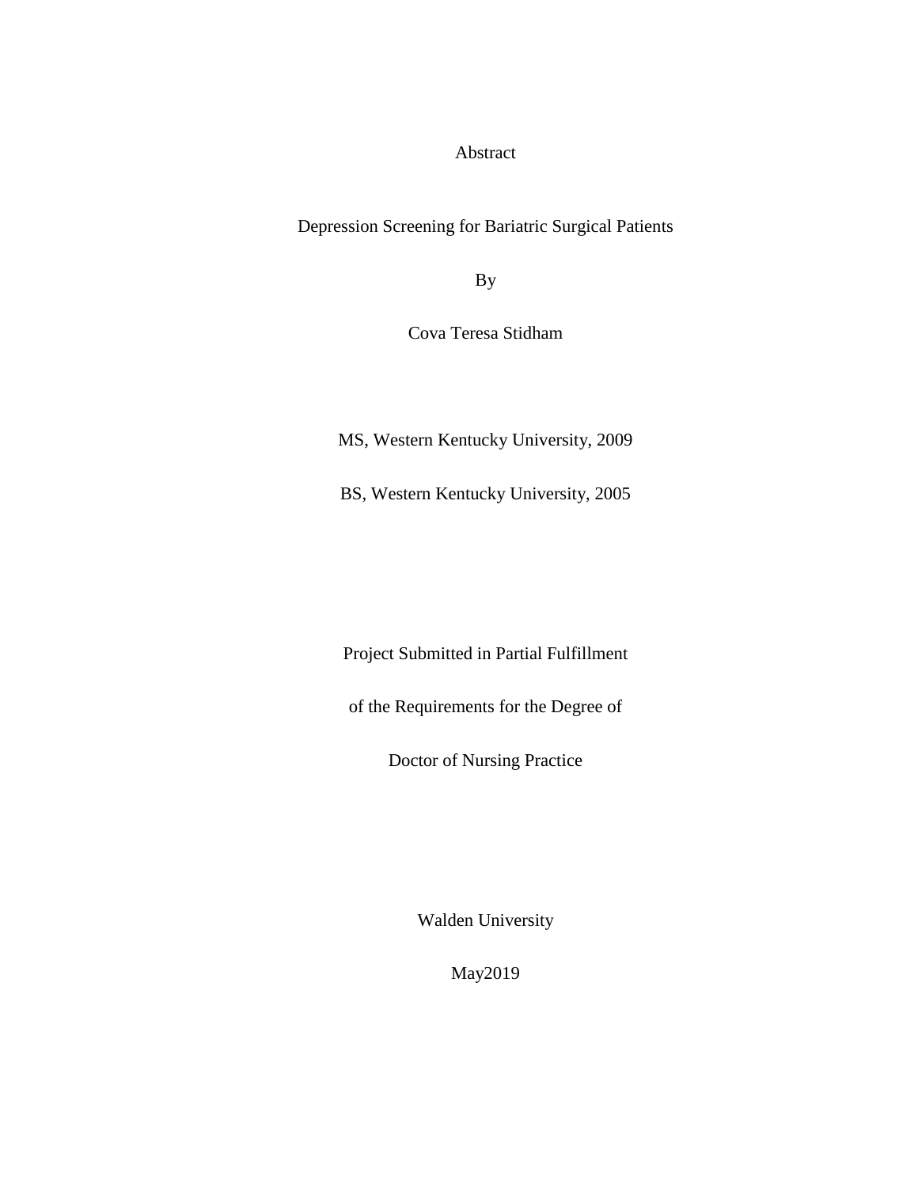Abstract

Depression Screening for Bariatric Surgical Patients

By

Cova Teresa Stidham

MS, Western Kentucky University, 2009

BS, Western Kentucky University, 2005

Project Submitted in Partial Fulfillment

of the Requirements for the Degree of

Doctor of Nursing Practice

Walden University

May2019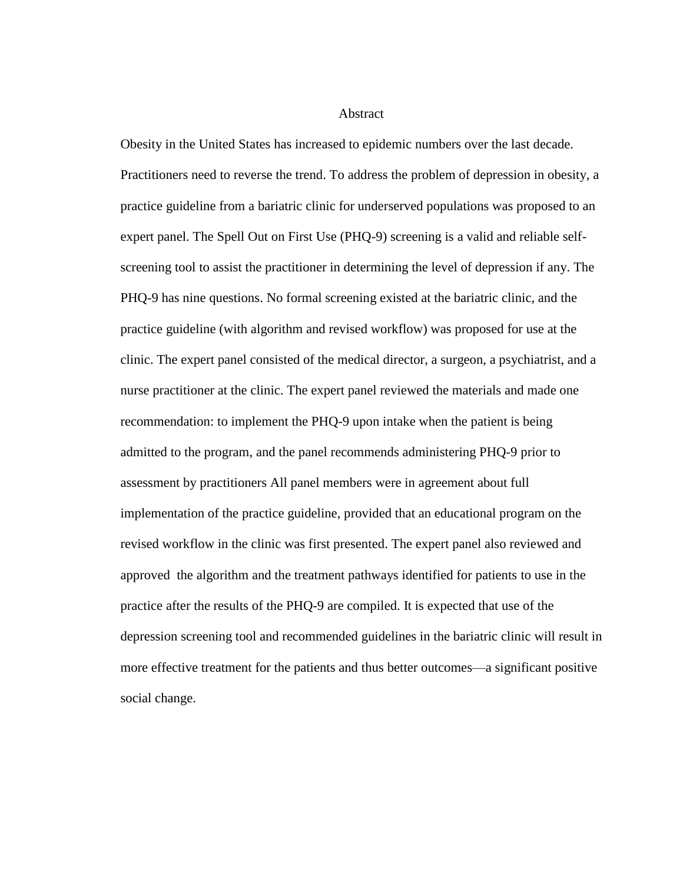# Abstract

Obesity in the United States has increased to epidemic numbers over the last decade. Practitioners need to reverse the trend. To address the problem of depression in obesity, a practice guideline from a bariatric clinic for underserved populations was proposed to an expert panel. The Spell Out on First Use (PHQ-9) screening is a valid and reliable self-screening tool to assist the practitioner in determining the level of depression if any. The PHQ-9 has nine questions. No formal screening existed at the bariatric clinic, and the practice guideline (with algorithm and revised workflow) was proposed for use at the clinic. The expert panel consisted of the medical director, a surgeon, a psychiatrist, and a nurse practitioner at the clinic. The expert panel reviewed the materials and made one recommendation: to implement the PHQ-9 upon intake when the patient is being admitted to the program, and the panel recommends administering PHQ-9 prior to assessment by practitioners All panel members were in agreement about full implementation of the practice guideline, provided that an educational program on the revised workflow in the clinic was first presented. The expert panel also reviewed and approved the algorithm and the treatment pathways identified for patients to use in the practice after the results of the PHQ-9 are compiled. It is expected that use of the depression screening tool and recommended guidelines in the bariatric clinic will result in more effective treatment for the patients and thus better outcomes—a significant positive social change.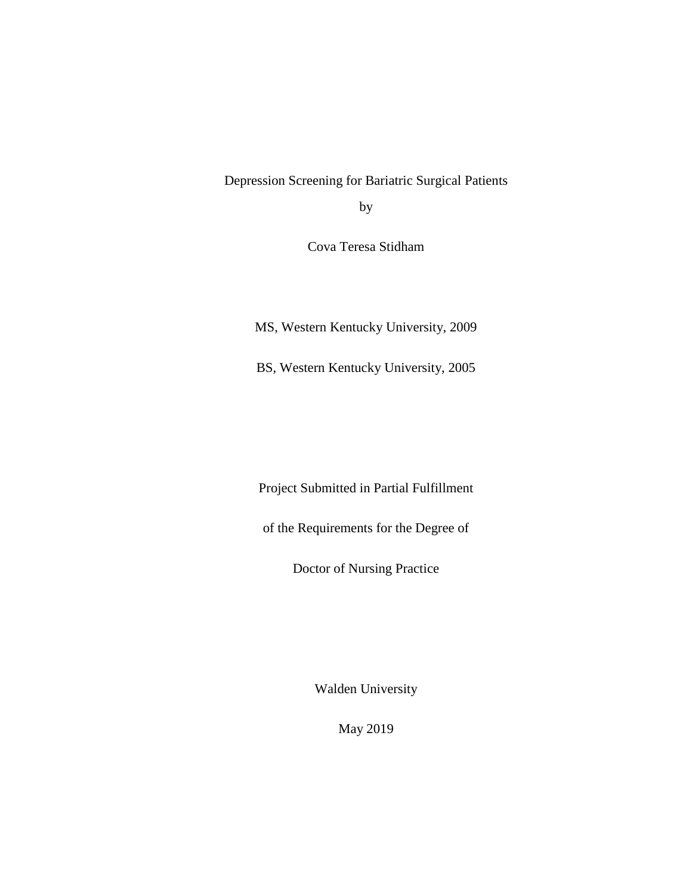Depression Screening for Bariatric Surgical Patients

by

Cova Teresa Stidham

MS, Western Kentucky University, 2009

BS, Western Kentucky University, 2005

Project Submitted in Partial Fulfillment

of the Requirements for the Degree of

Doctor of Nursing Practice

Walden University

May 2019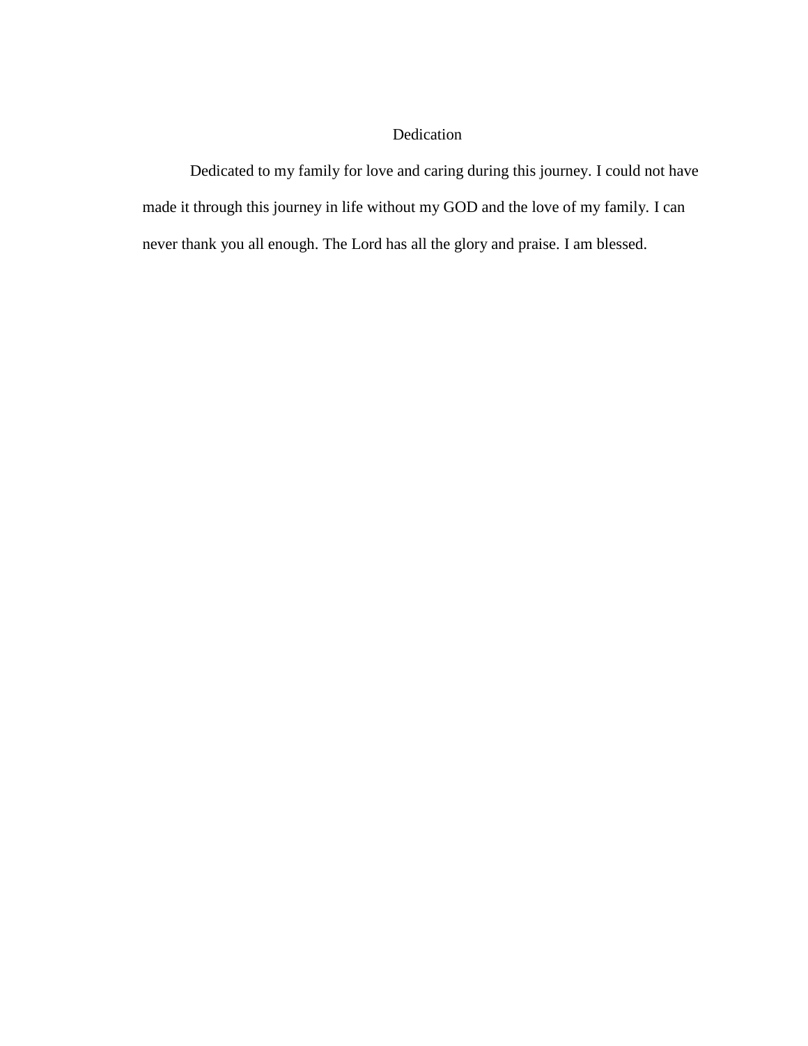# Dedication

Dedicated to my family for love and caring during this journey. I could not have made it through this journey in life without my GOD and the love of my family. I can never thank you all enough. The Lord has all the glory and praise. I am blessed.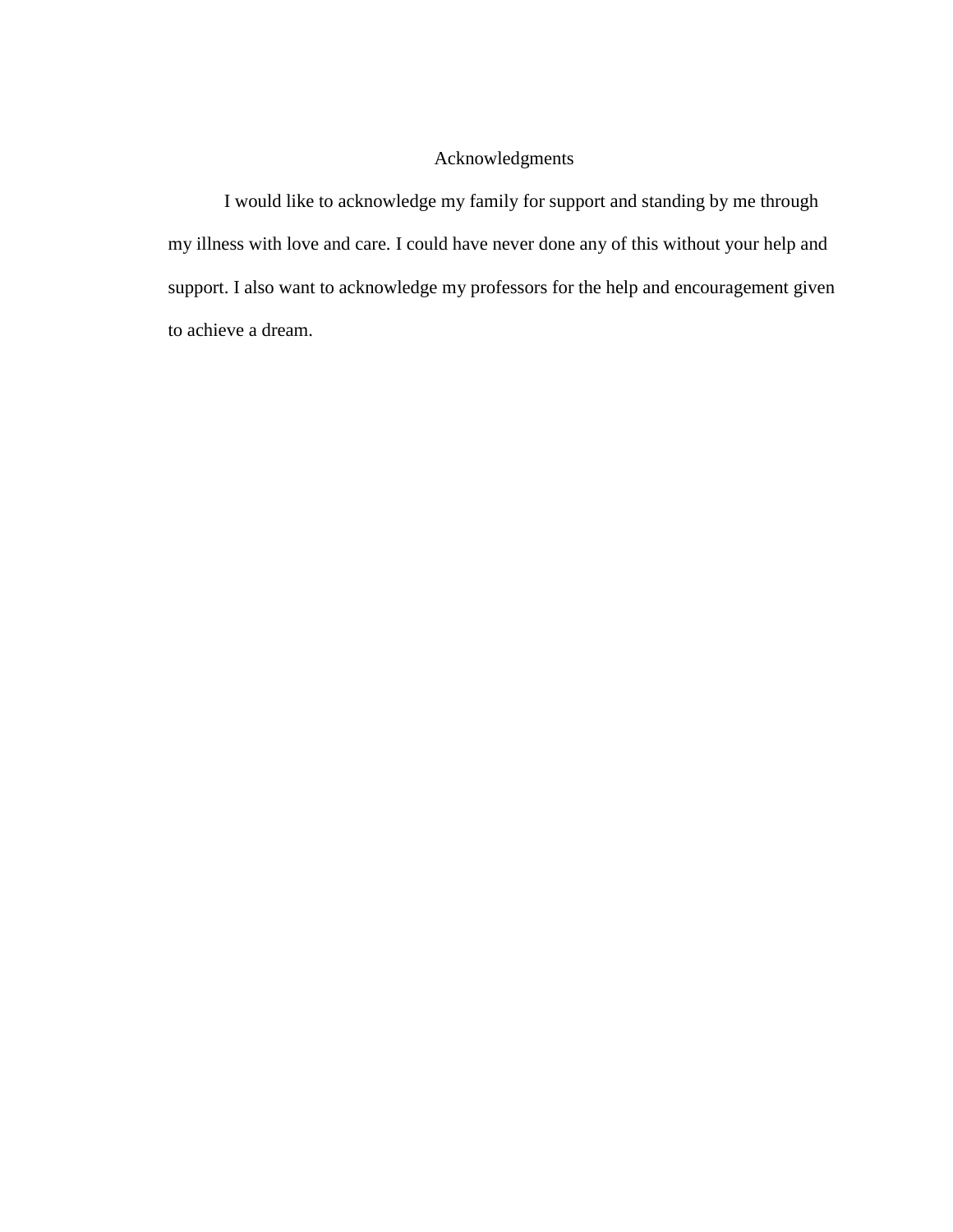# Acknowledgments

I would like to acknowledge my family for support and standing by me through my illness with love and care. I could have never done any of this without your help and support. I also want to acknowledge my professors for the help and encouragement given to achieve a dream.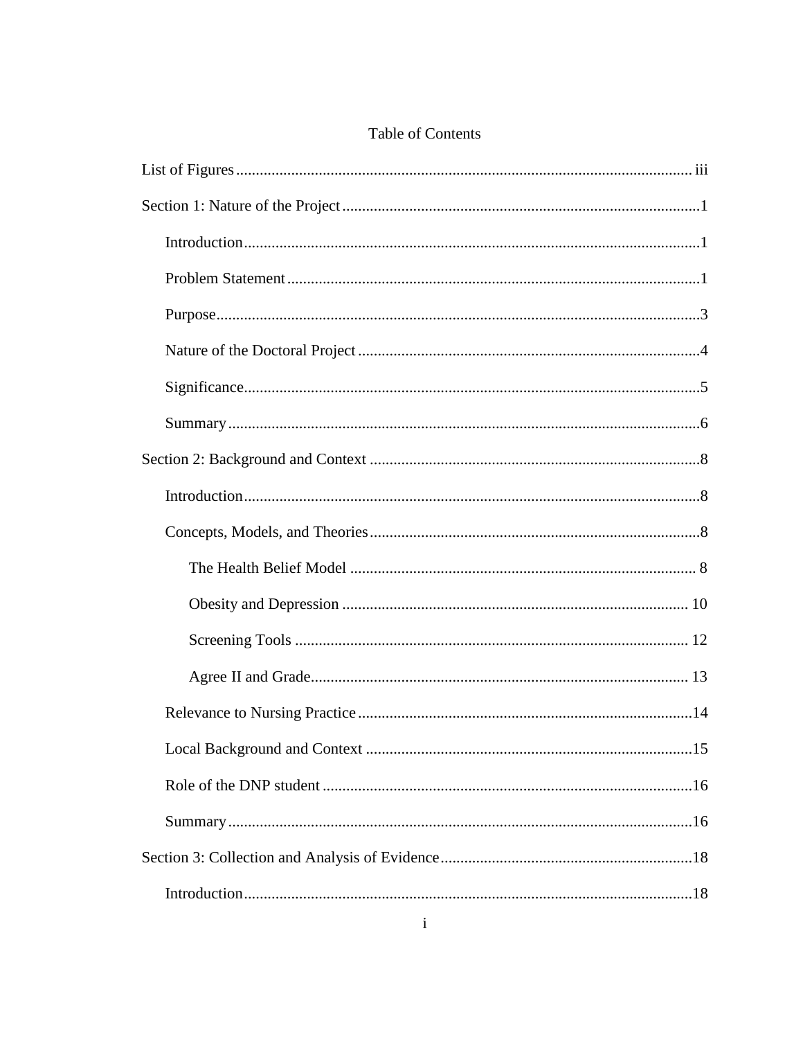# Table of Contents

List of Figures .......... iii

Section 1: Nature of the Project .......... 1

- Introduction .......... 1
- Problem Statement .......... 1
- Purpose .......... 3
- Nature of the Doctoral Project .......... 4
- Significance .......... 5
- Summary .......... 6

Section 2: Background and Context .......... 8

- Introduction .......... 8
- Concepts, Models, and Theories .......... 8
  - The Health Belief Model .......... 8
  - Obesity and Depression .......... 10
  - Screening Tools .......... 12
  - Agree II and Grade .......... 13
- Relevance to Nursing Practice .......... 14
- Local Background and Context .......... 15
- Role of the DNP student .......... 16
- Summary .......... 16

Section 3: Collection and Analysis of Evidence .......... 18

- Introduction .......... 18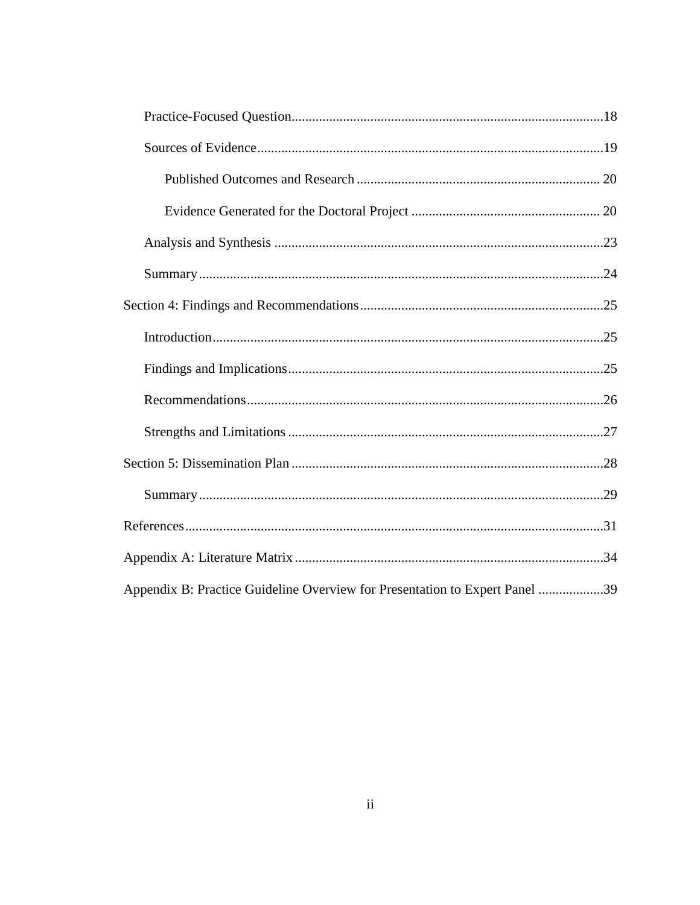Practice-Focused Question..........18

Sources of Evidence..........19

Published Outcomes and Research..........20

Evidence Generated for the Doctoral Project..........20

Analysis and Synthesis..........23

Summary..........24

Section 4: Findings and Recommendations..........25

Introduction..........25

Findings and Implications..........25

Recommendations..........26

Strengths and Limitations..........27

Section 5: Dissemination Plan..........28

Summary..........29

References..........31

Appendix A: Literature Matrix..........34

Appendix B: Practice Guideline Overview for Presentation to Expert Panel..........39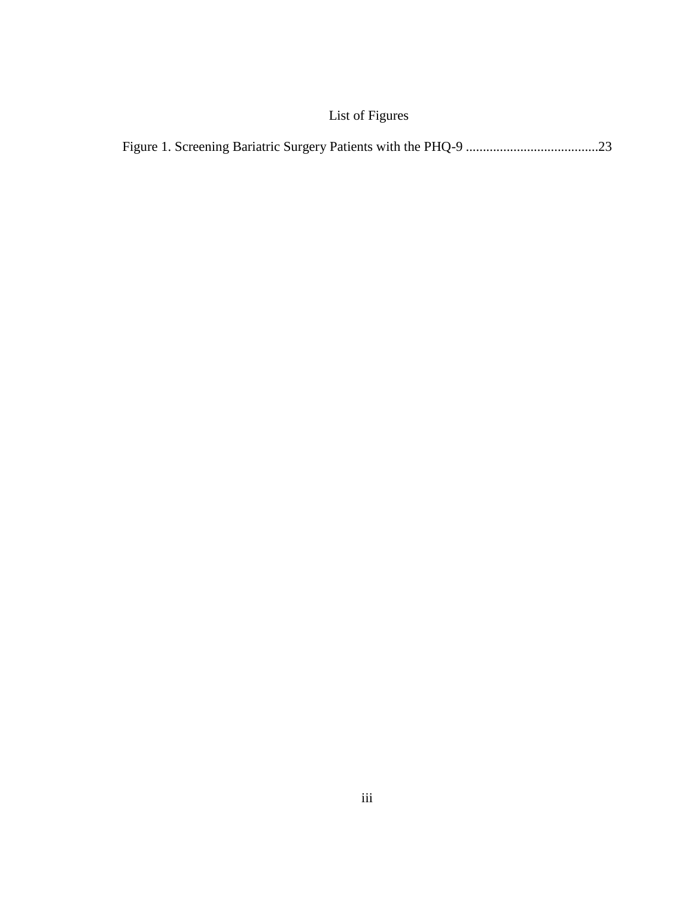# List of Figures

Figure 1. Screening Bariatric Surgery Patients with the PHQ-9 .......................................23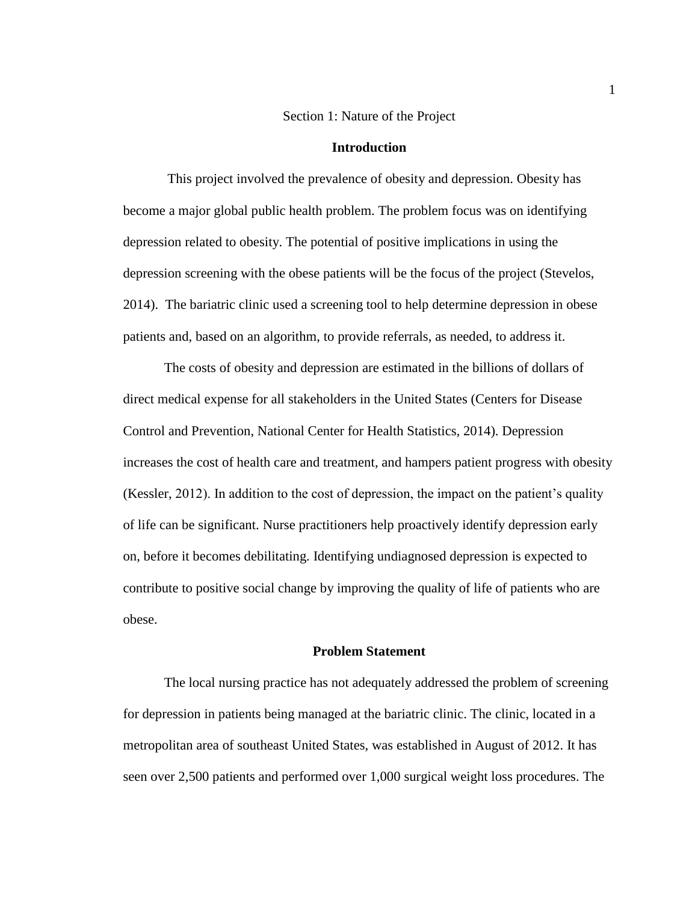# Section 1: Nature of the Project

## Introduction

This project involved the prevalence of obesity and depression. Obesity has become a major global public health problem. The problem focus was on identifying depression related to obesity. The potential of positive implications in using the depression screening with the obese patients will be the focus of the project (Stevelos, 2014). The bariatric clinic used a screening tool to help determine depression in obese patients and, based on an algorithm, to provide referrals, as needed, to address it.

The costs of obesity and depression are estimated in the billions of dollars of direct medical expense for all stakeholders in the United States (Centers for Disease Control and Prevention, National Center for Health Statistics, 2014). Depression increases the cost of health care and treatment, and hampers patient progress with obesity (Kessler, 2012). In addition to the cost of depression, the impact on the patient's quality of life can be significant. Nurse practitioners help proactively identify depression early on, before it becomes debilitating. Identifying undiagnosed depression is expected to contribute to positive social change by improving the quality of life of patients who are obese.

## Problem Statement

The local nursing practice has not adequately addressed the problem of screening for depression in patients being managed at the bariatric clinic. The clinic, located in a metropolitan area of southeast United States, was established in August of 2012. It has seen over 2,500 patients and performed over 1,000 surgical weight loss procedures. The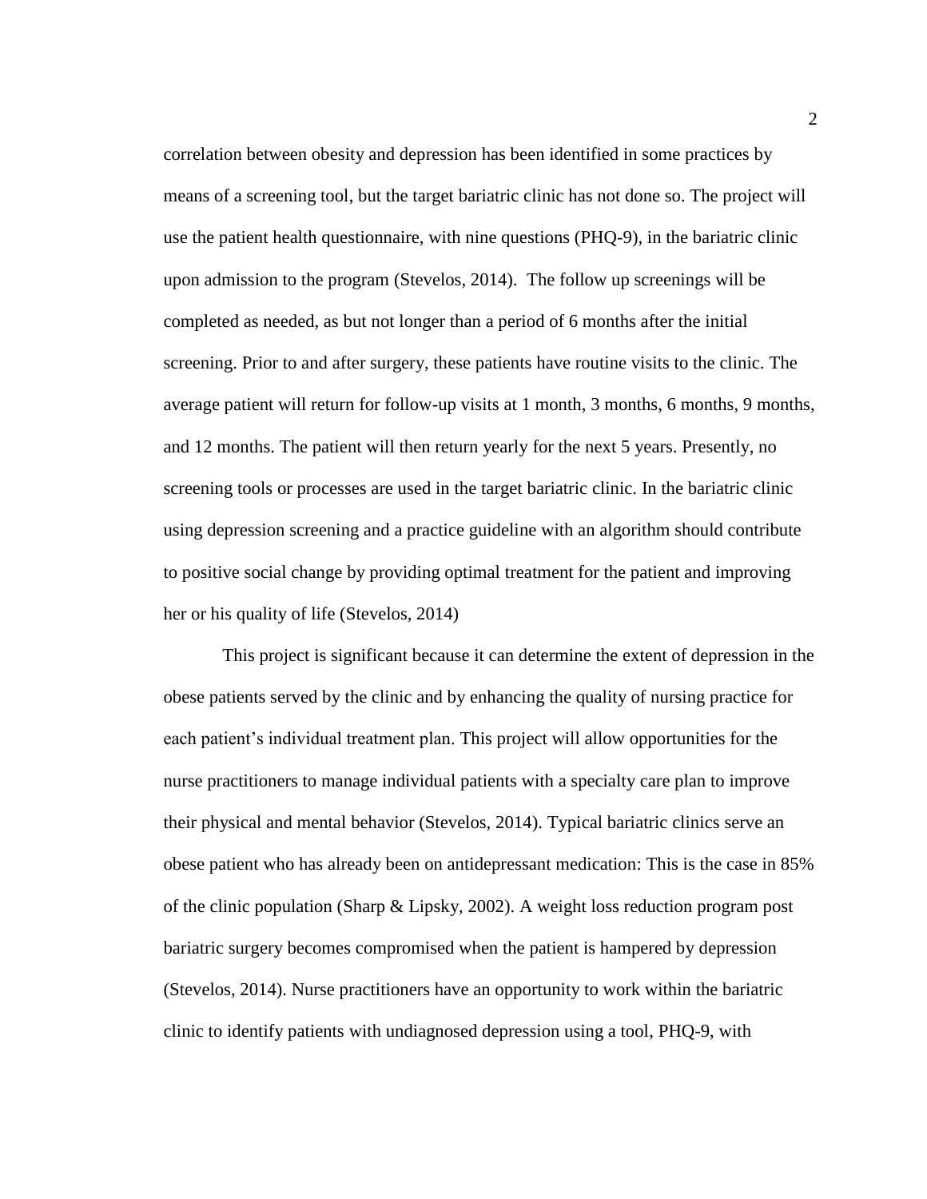correlation between obesity and depression has been identified in some practices by means of a screening tool, but the target bariatric clinic has not done so. The project will use the patient health questionnaire, with nine questions (PHQ-9), in the bariatric clinic upon admission to the program (Stevelos, 2014). The follow up screenings will be completed as needed, as but not longer than a period of 6 months after the initial screening. Prior to and after surgery, these patients have routine visits to the clinic. The average patient will return for follow-up visits at 1 month, 3 months, 6 months, 9 months, and 12 months. The patient will then return yearly for the next 5 years. Presently, no screening tools or processes are used in the target bariatric clinic. In the bariatric clinic using depression screening and a practice guideline with an algorithm should contribute to positive social change by providing optimal treatment for the patient and improving her or his quality of life (Stevelos, 2014)

This project is significant because it can determine the extent of depression in the obese patients served by the clinic and by enhancing the quality of nursing practice for each patient's individual treatment plan. This project will allow opportunities for the nurse practitioners to manage individual patients with a specialty care plan to improve their physical and mental behavior (Stevelos, 2014). Typical bariatric clinics serve an obese patient who has already been on antidepressant medication: This is the case in 85% of the clinic population (Sharp & Lipsky, 2002). A weight loss reduction program post bariatric surgery becomes compromised when the patient is hampered by depression (Stevelos, 2014). Nurse practitioners have an opportunity to work within the bariatric clinic to identify patients with undiagnosed depression using a tool, PHQ-9, with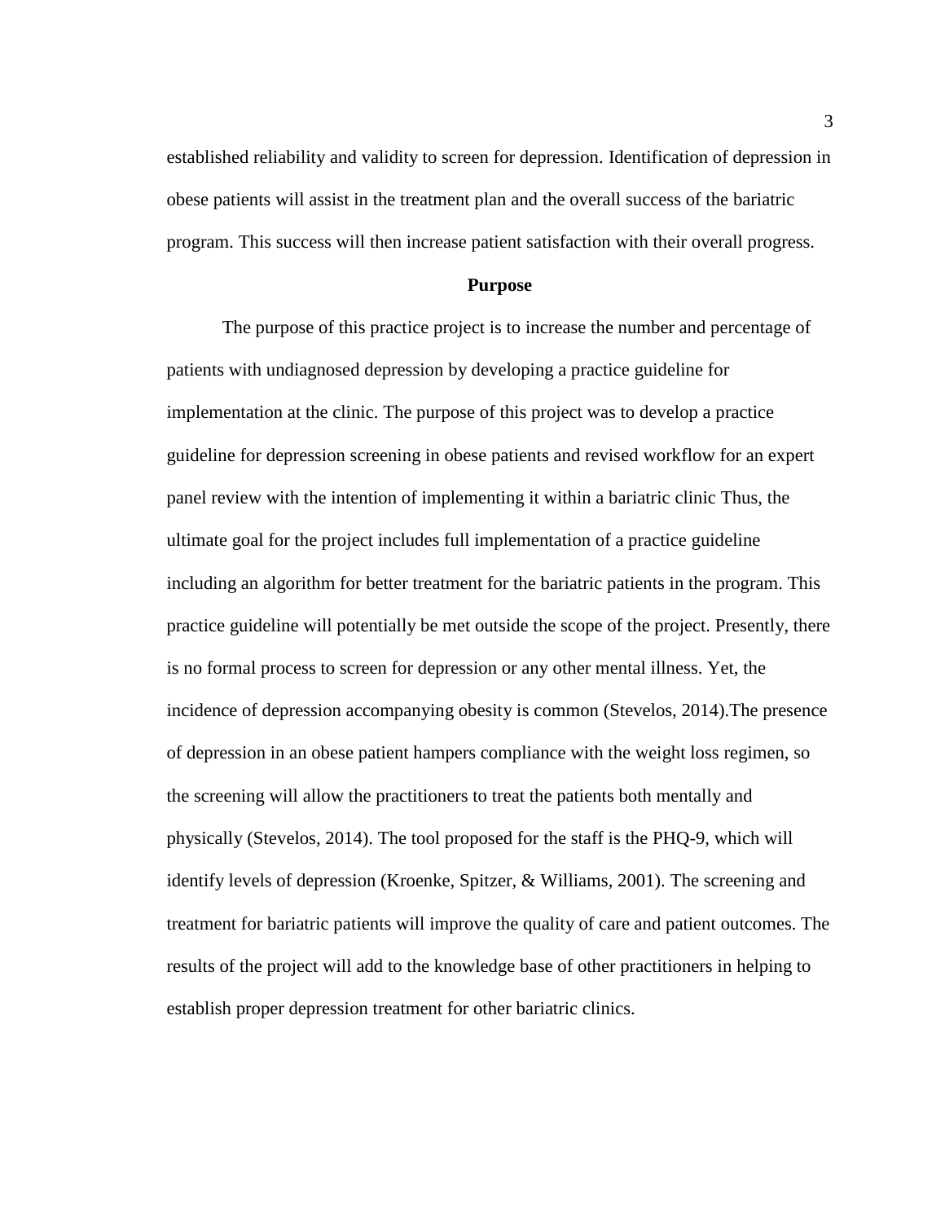established reliability and validity to screen for depression. Identification of depression in obese patients will assist in the treatment plan and the overall success of the bariatric program. This success will then increase patient satisfaction with their overall progress.

## Purpose

The purpose of this practice project is to increase the number and percentage of patients with undiagnosed depression by developing a practice guideline for implementation at the clinic. The purpose of this project was to develop a practice guideline for depression screening in obese patients and revised workflow for an expert panel review with the intention of implementing it within a bariatric clinic Thus, the ultimate goal for the project includes full implementation of a practice guideline including an algorithm for better treatment for the bariatric patients in the program. This practice guideline will potentially be met outside the scope of the project. Presently, there is no formal process to screen for depression or any other mental illness. Yet, the incidence of depression accompanying obesity is common (Stevelos, 2014).The presence of depression in an obese patient hampers compliance with the weight loss regimen, so the screening will allow the practitioners to treat the patients both mentally and physically (Stevelos, 2014). The tool proposed for the staff is the PHQ-9, which will identify levels of depression (Kroenke, Spitzer, & Williams, 2001). The screening and treatment for bariatric patients will improve the quality of care and patient outcomes. The results of the project will add to the knowledge base of other practitioners in helping to establish proper depression treatment for other bariatric clinics.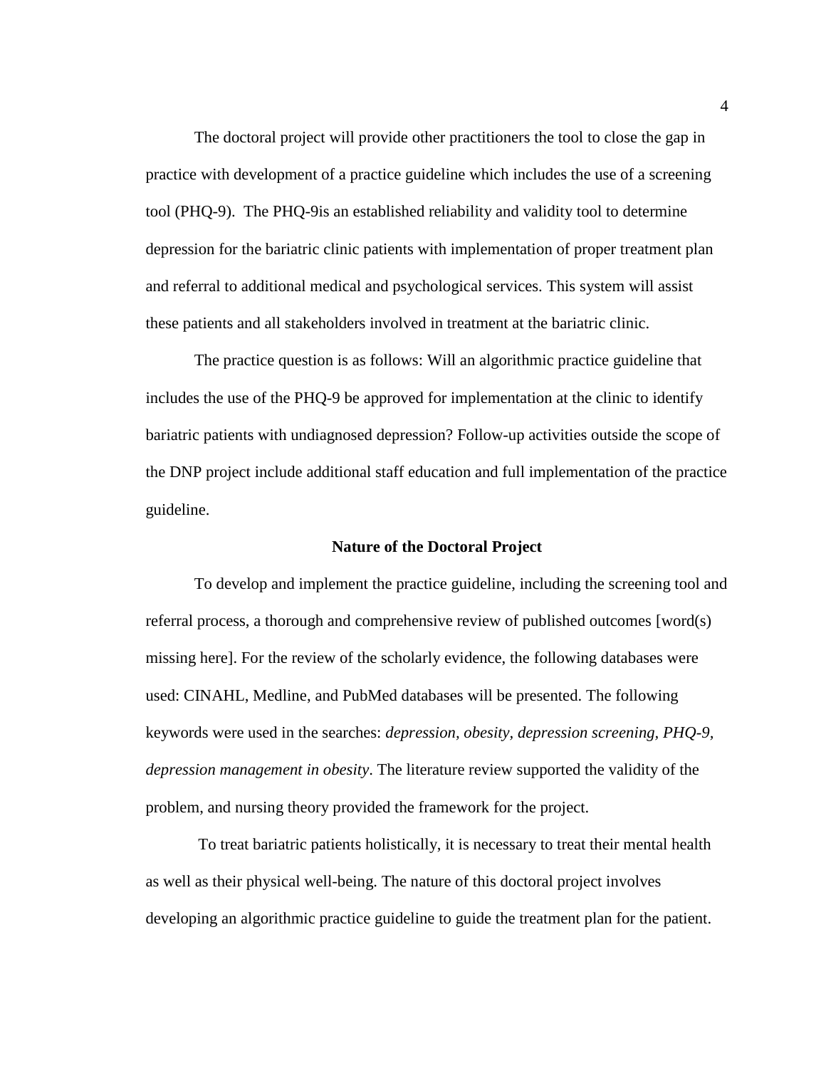The doctoral project will provide other practitioners the tool to close the gap in practice with development of a practice guideline which includes the use of a screening tool (PHQ-9). The PHQ-9is an established reliability and validity tool to determine depression for the bariatric clinic patients with implementation of proper treatment plan and referral to additional medical and psychological services. This system will assist these patients and all stakeholders involved in treatment at the bariatric clinic.

The practice question is as follows: Will an algorithmic practice guideline that includes the use of the PHQ-9 be approved for implementation at the clinic to identify bariatric patients with undiagnosed depression? Follow-up activities outside the scope of the DNP project include additional staff education and full implementation of the practice guideline.

## Nature of the Doctoral Project

To develop and implement the practice guideline, including the screening tool and referral process, a thorough and comprehensive review of published outcomes [word(s) missing here]. For the review of the scholarly evidence, the following databases were used: CINAHL, Medline, and PubMed databases will be presented. The following keywords were used in the searches: *depression, obesity, depression screening, PHQ-9, depression management in obesity*. The literature review supported the validity of the problem, and nursing theory provided the framework for the project.

To treat bariatric patients holistically, it is necessary to treat their mental health as well as their physical well-being. The nature of this doctoral project involves developing an algorithmic practice guideline to guide the treatment plan for the patient.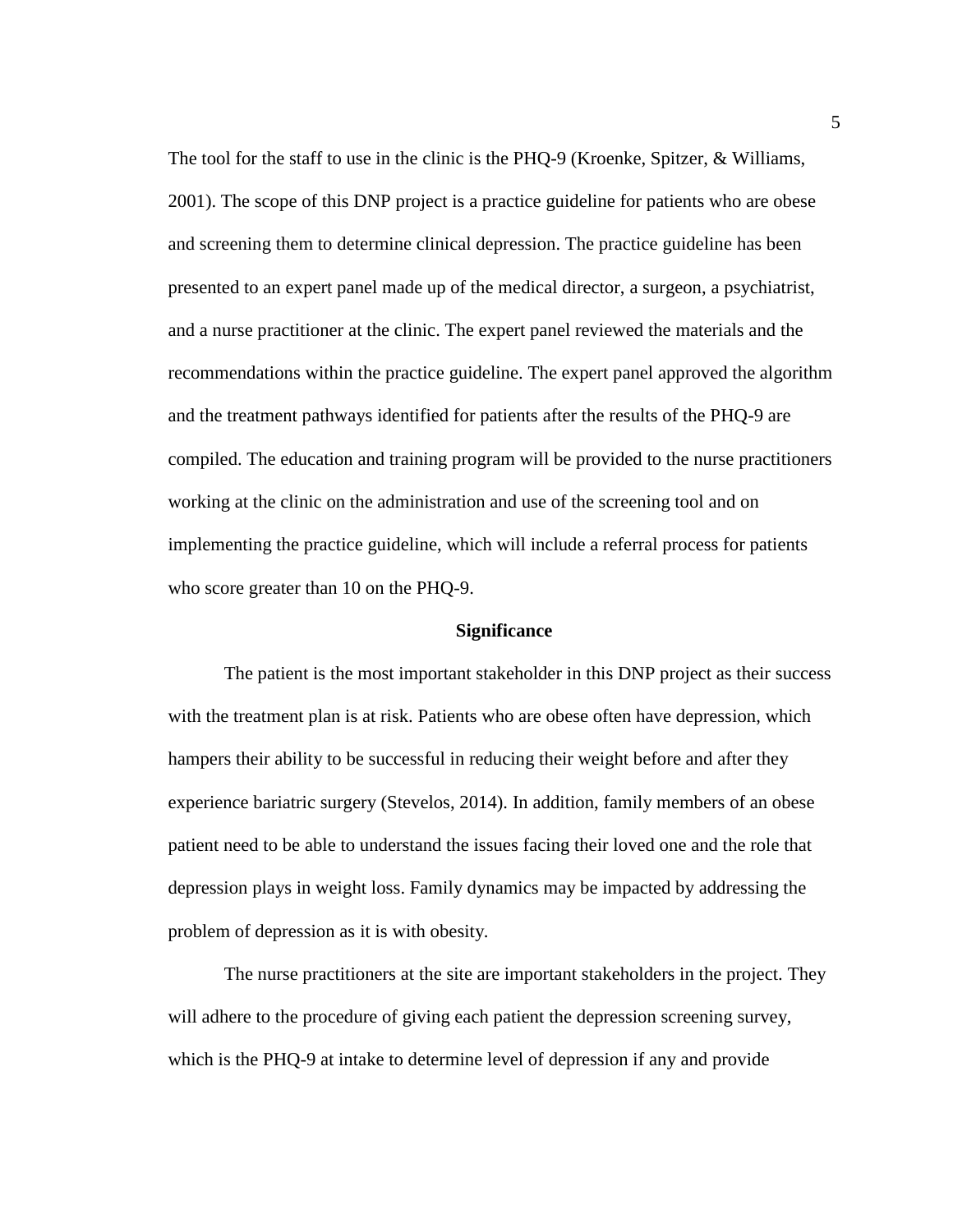The tool for the staff to use in the clinic is the PHQ-9 (Kroenke, Spitzer, & Williams, 2001). The scope of this DNP project is a practice guideline for patients who are obese and screening them to determine clinical depression. The practice guideline has been presented to an expert panel made up of the medical director, a surgeon, a psychiatrist, and a nurse practitioner at the clinic. The expert panel reviewed the materials and the recommendations within the practice guideline. The expert panel approved the algorithm and the treatment pathways identified for patients after the results of the PHQ-9 are compiled. The education and training program will be provided to the nurse practitioners working at the clinic on the administration and use of the screening tool and on implementing the practice guideline, which will include a referral process for patients who score greater than 10 on the PHQ-9.

## Significance

The patient is the most important stakeholder in this DNP project as their success with the treatment plan is at risk. Patients who are obese often have depression, which hampers their ability to be successful in reducing their weight before and after they experience bariatric surgery (Stevelos, 2014). In addition, family members of an obese patient need to be able to understand the issues facing their loved one and the role that depression plays in weight loss. Family dynamics may be impacted by addressing the problem of depression as it is with obesity.

The nurse practitioners at the site are important stakeholders in the project. They will adhere to the procedure of giving each patient the depression screening survey, which is the PHQ-9 at intake to determine level of depression if any and provide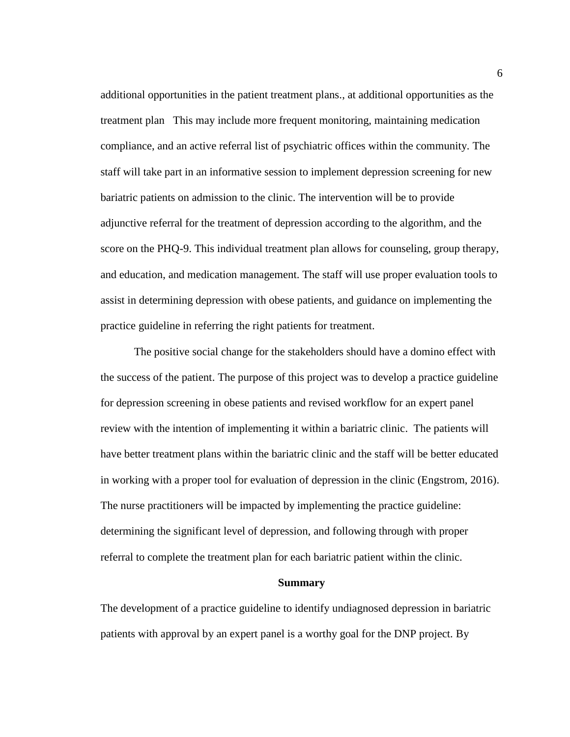additional opportunities in the patient treatment plans., at additional opportunities as the treatment plan   This may include more frequent monitoring, maintaining medication compliance, and an active referral list of psychiatric offices within the community. The staff will take part in an informative session to implement depression screening for new bariatric patients on admission to the clinic. The intervention will be to provide adjunctive referral for the treatment of depression according to the algorithm, and the score on the PHQ-9. This individual treatment plan allows for counseling, group therapy, and education, and medication management. The staff will use proper evaluation tools to assist in determining depression with obese patients, and guidance on implementing the practice guideline in referring the right patients for treatment.

The positive social change for the stakeholders should have a domino effect with the success of the patient. The purpose of this project was to develop a practice guideline for depression screening in obese patients and revised workflow for an expert panel review with the intention of implementing it within a bariatric clinic.  The patients will have better treatment plans within the bariatric clinic and the staff will be better educated in working with a proper tool for evaluation of depression in the clinic (Engstrom, 2016). The nurse practitioners will be impacted by implementing the practice guideline: determining the significant level of depression, and following through with proper referral to complete the treatment plan for each bariatric patient within the clinic.

## Summary

The development of a practice guideline to identify undiagnosed depression in bariatric patients with approval by an expert panel is a worthy goal for the DNP project. By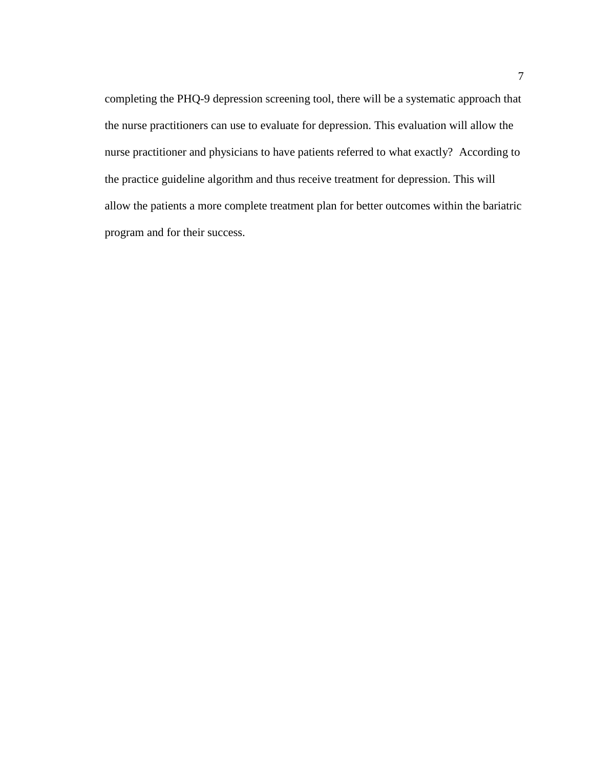completing the PHQ-9 depression screening tool, there will be a systematic approach that the nurse practitioners can use to evaluate for depression. This evaluation will allow the nurse practitioner and physicians to have patients referred to what exactly?  According to the practice guideline algorithm and thus receive treatment for depression. This will allow the patients a more complete treatment plan for better outcomes within the bariatric program and for their success.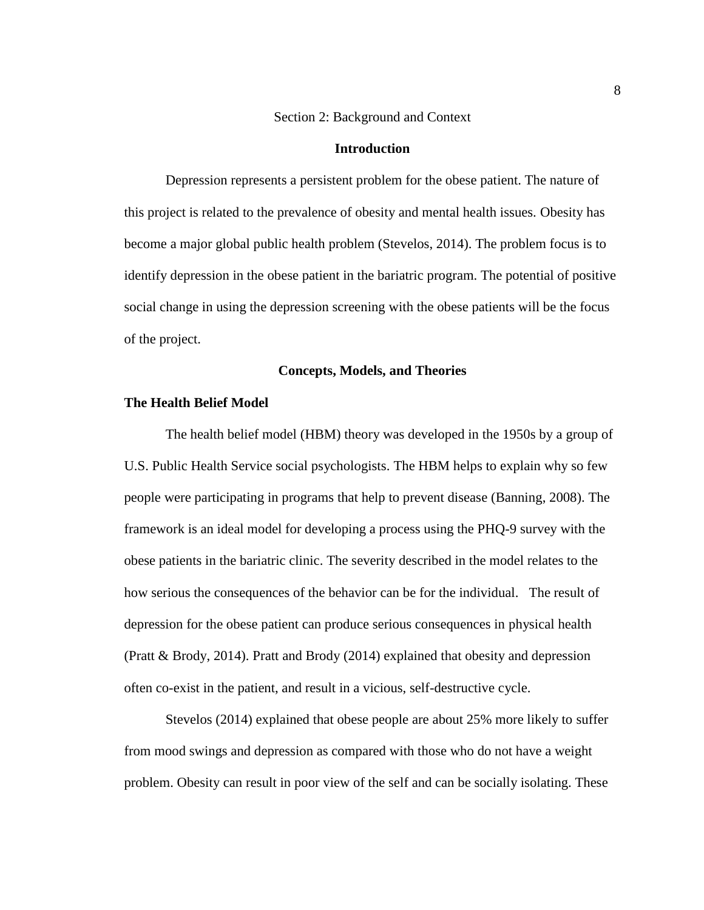# Section 2: Background and Context

## Introduction

Depression represents a persistent problem for the obese patient. The nature of this project is related to the prevalence of obesity and mental health issues. Obesity has become a major global public health problem (Stevelos, 2014). The problem focus is to identify depression in the obese patient in the bariatric program. The potential of positive social change in using the depression screening with the obese patients will be the focus of the project.

## Concepts, Models, and Theories

### The Health Belief Model

The health belief model (HBM) theory was developed in the 1950s by a group of U.S. Public Health Service social psychologists. The HBM helps to explain why so few people were participating in programs that help to prevent disease (Banning, 2008). The framework is an ideal model for developing a process using the PHQ-9 survey with the obese patients in the bariatric clinic. The severity described in the model relates to the how serious the consequences of the behavior can be for the individual. The result of depression for the obese patient can produce serious consequences in physical health (Pratt & Brody, 2014). Pratt and Brody (2014) explained that obesity and depression often co-exist in the patient, and result in a vicious, self-destructive cycle.

Stevelos (2014) explained that obese people are about 25% more likely to suffer from mood swings and depression as compared with those who do not have a weight problem. Obesity can result in poor view of the self and can be socially isolating. These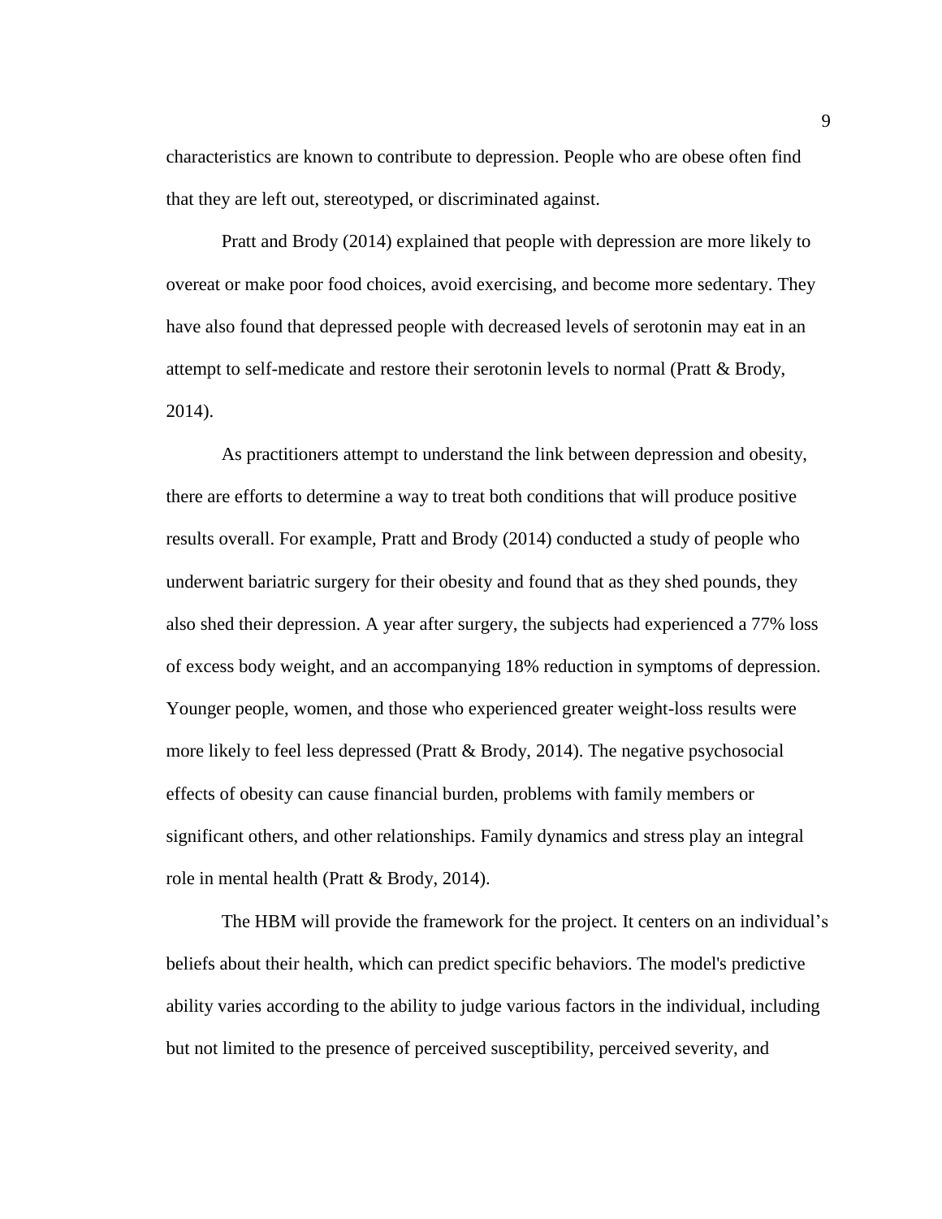characteristics are known to contribute to depression. People who are obese often find that they are left out, stereotyped, or discriminated against.

Pratt and Brody (2014) explained that people with depression are more likely to overeat or make poor food choices, avoid exercising, and become more sedentary. They have also found that depressed people with decreased levels of serotonin may eat in an attempt to self-medicate and restore their serotonin levels to normal (Pratt & Brody, 2014).

As practitioners attempt to understand the link between depression and obesity, there are efforts to determine a way to treat both conditions that will produce positive results overall. For example, Pratt and Brody (2014) conducted a study of people who underwent bariatric surgery for their obesity and found that as they shed pounds, they also shed their depression. A year after surgery, the subjects had experienced a 77% loss of excess body weight, and an accompanying 18% reduction in symptoms of depression. Younger people, women, and those who experienced greater weight-loss results were more likely to feel less depressed (Pratt & Brody, 2014). The negative psychosocial effects of obesity can cause financial burden, problems with family members or significant others, and other relationships. Family dynamics and stress play an integral role in mental health (Pratt & Brody, 2014).

The HBM will provide the framework for the project. It centers on an individual's beliefs about their health, which can predict specific behaviors. The model's predictive ability varies according to the ability to judge various factors in the individual, including but not limited to the presence of perceived susceptibility, perceived severity, and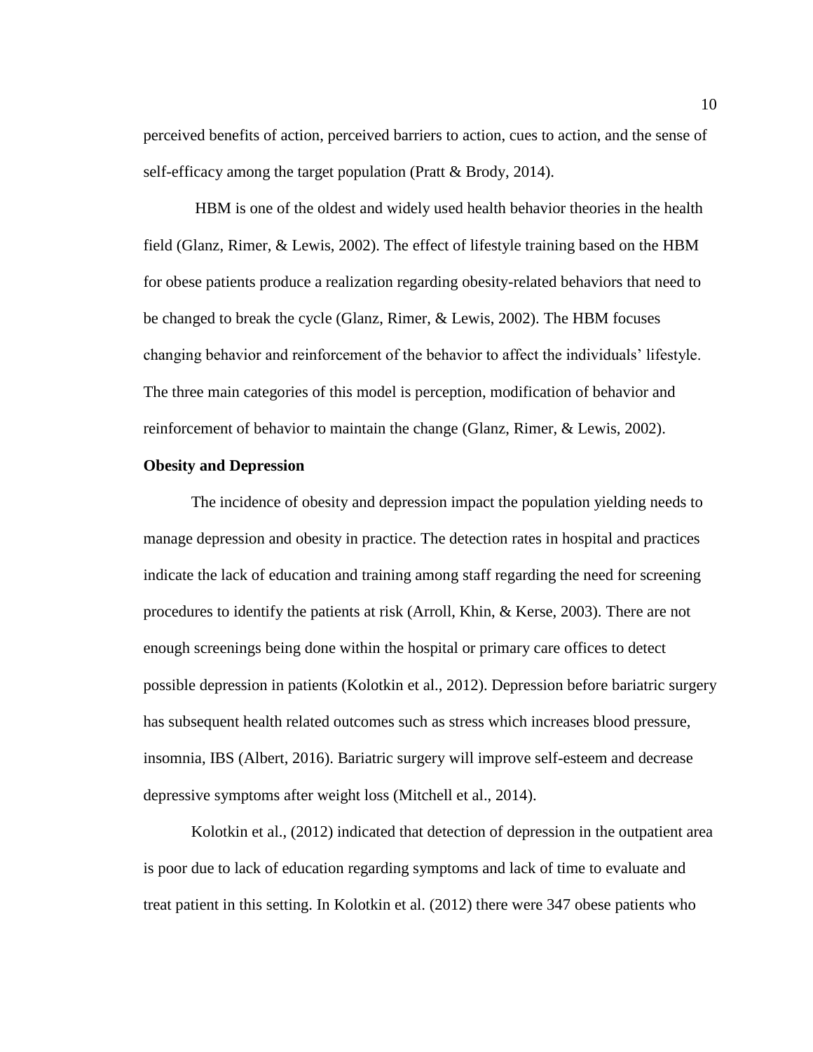perceived benefits of action, perceived barriers to action, cues to action, and the sense of self-efficacy among the target population (Pratt & Brody, 2014).

HBM is one of the oldest and widely used health behavior theories in the health field (Glanz, Rimer, & Lewis, 2002). The effect of lifestyle training based on the HBM for obese patients produce a realization regarding obesity-related behaviors that need to be changed to break the cycle (Glanz, Rimer, & Lewis, 2002). The HBM focuses changing behavior and reinforcement of the behavior to affect the individuals' lifestyle. The three main categories of this model is perception, modification of behavior and reinforcement of behavior to maintain the change (Glanz, Rimer, & Lewis, 2002).

**Obesity and Depression**

The incidence of obesity and depression impact the population yielding needs to manage depression and obesity in practice. The detection rates in hospital and practices indicate the lack of education and training among staff regarding the need for screening procedures to identify the patients at risk (Arroll, Khin, & Kerse, 2003). There are not enough screenings being done within the hospital or primary care offices to detect possible depression in patients (Kolotkin et al., 2012). Depression before bariatric surgery has subsequent health related outcomes such as stress which increases blood pressure, insomnia, IBS (Albert, 2016). Bariatric surgery will improve self-esteem and decrease depressive symptoms after weight loss (Mitchell et al., 2014).

Kolotkin et al., (2012) indicated that detection of depression in the outpatient area is poor due to lack of education regarding symptoms and lack of time to evaluate and treat patient in this setting. In Kolotkin et al. (2012) there were 347 obese patients who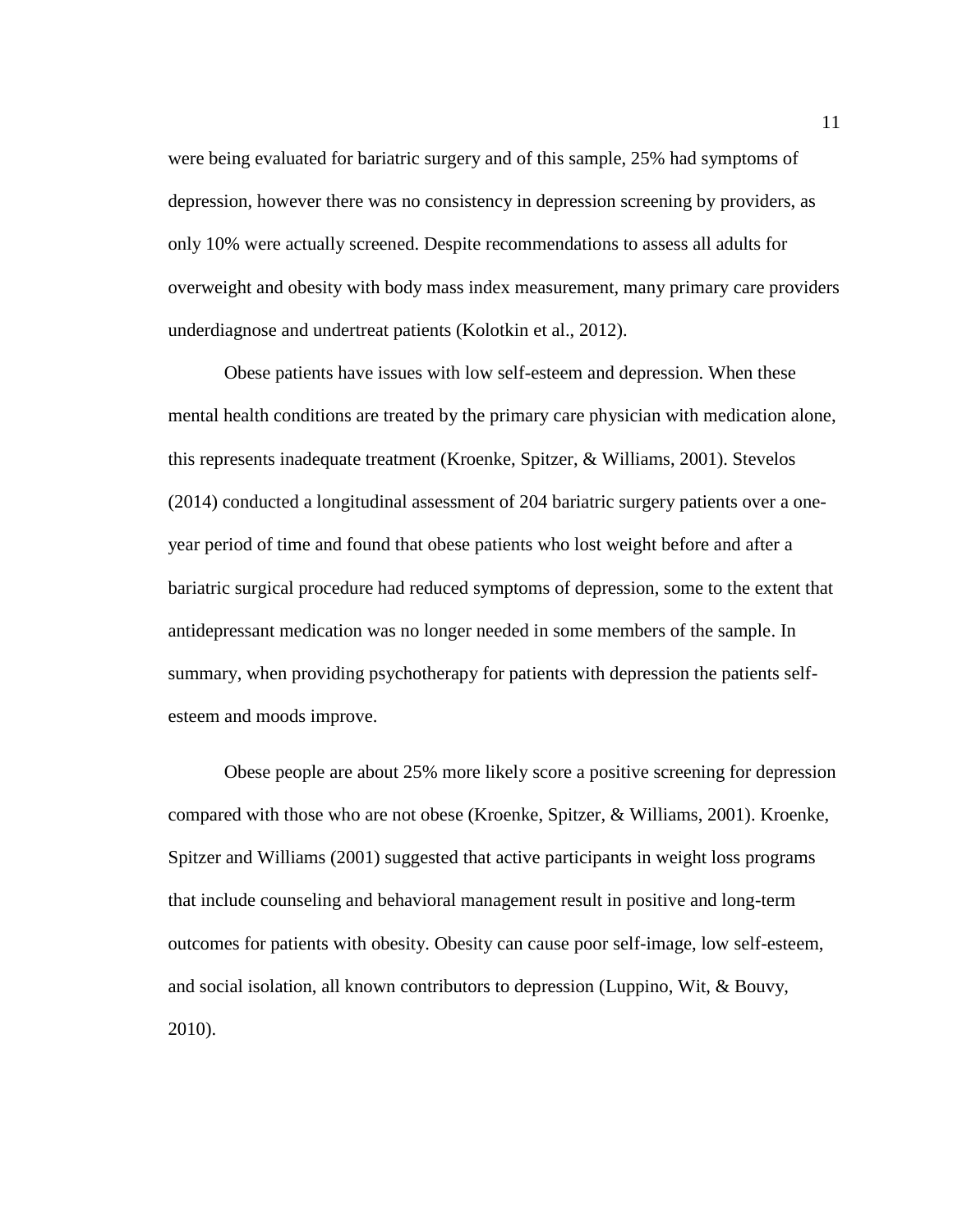were being evaluated for bariatric surgery and of this sample, 25% had symptoms of depression, however there was no consistency in depression screening by providers, as only 10% were actually screened. Despite recommendations to assess all adults for overweight and obesity with body mass index measurement, many primary care providers underdiagnose and undertreat patients (Kolotkin et al., 2012).

Obese patients have issues with low self-esteem and depression. When these mental health conditions are treated by the primary care physician with medication alone, this represents inadequate treatment (Kroenke, Spitzer, & Williams, 2001). Stevelos (2014) conducted a longitudinal assessment of 204 bariatric surgery patients over a one-year period of time and found that obese patients who lost weight before and after a bariatric surgical procedure had reduced symptoms of depression, some to the extent that antidepressant medication was no longer needed in some members of the sample. In summary, when providing psychotherapy for patients with depression the patients self-esteem and moods improve.

Obese people are about 25% more likely score a positive screening for depression compared with those who are not obese (Kroenke, Spitzer, & Williams, 2001). Kroenke, Spitzer and Williams (2001) suggested that active participants in weight loss programs that include counseling and behavioral management result in positive and long-term outcomes for patients with obesity. Obesity can cause poor self-image, low self-esteem, and social isolation, all known contributors to depression (Luppino, Wit, & Bouvy, 2010).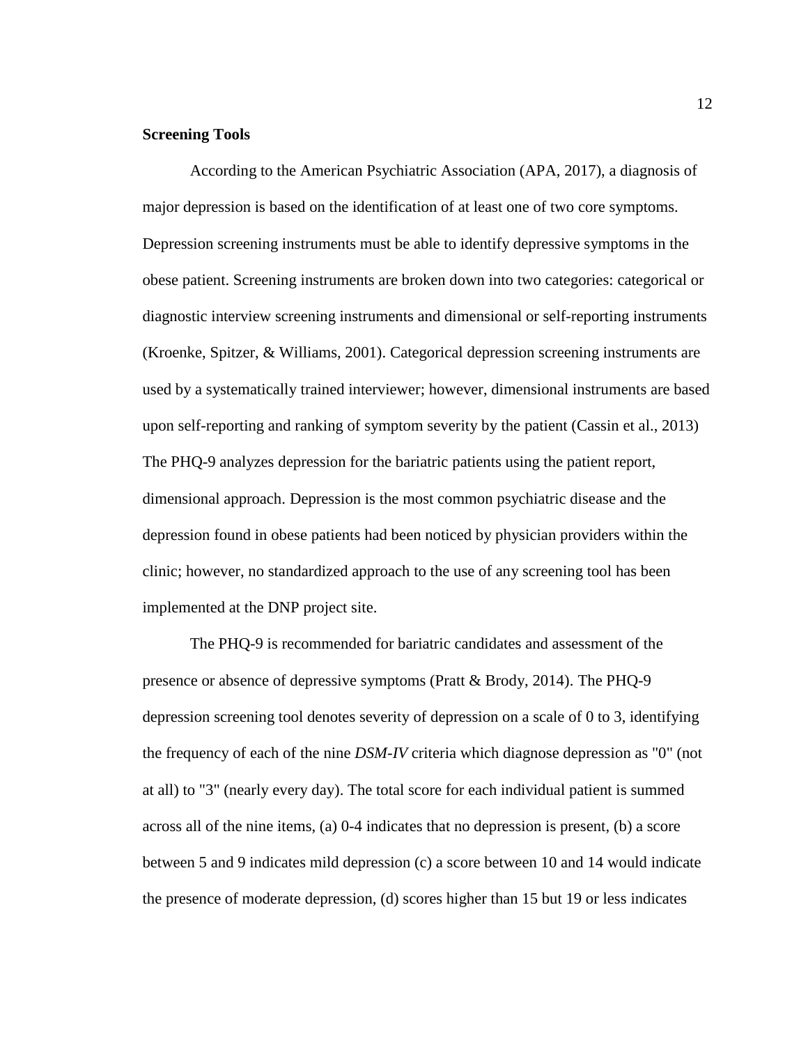**Screening Tools**

According to the American Psychiatric Association (APA, 2017), a diagnosis of major depression is based on the identification of at least one of two core symptoms. Depression screening instruments must be able to identify depressive symptoms in the obese patient. Screening instruments are broken down into two categories: categorical or diagnostic interview screening instruments and dimensional or self-reporting instruments (Kroenke, Spitzer, & Williams, 2001). Categorical depression screening instruments are used by a systematically trained interviewer; however, dimensional instruments are based upon self-reporting and ranking of symptom severity by the patient (Cassin et al., 2013) The PHQ-9 analyzes depression for the bariatric patients using the patient report, dimensional approach. Depression is the most common psychiatric disease and the depression found in obese patients had been noticed by physician providers within the clinic; however, no standardized approach to the use of any screening tool has been implemented at the DNP project site.

The PHQ-9 is recommended for bariatric candidates and assessment of the presence or absence of depressive symptoms (Pratt & Brody, 2014). The PHQ-9 depression screening tool denotes severity of depression on a scale of 0 to 3, identifying the frequency of each of the nine *DSM-IV* criteria which diagnose depression as "0" (not at all) to "3" (nearly every day). The total score for each individual patient is summed across all of the nine items, (a) 0-4 indicates that no depression is present, (b) a score between 5 and 9 indicates mild depression (c) a score between 10 and 14 would indicate the presence of moderate depression, (d) scores higher than 15 but 19 or less indicates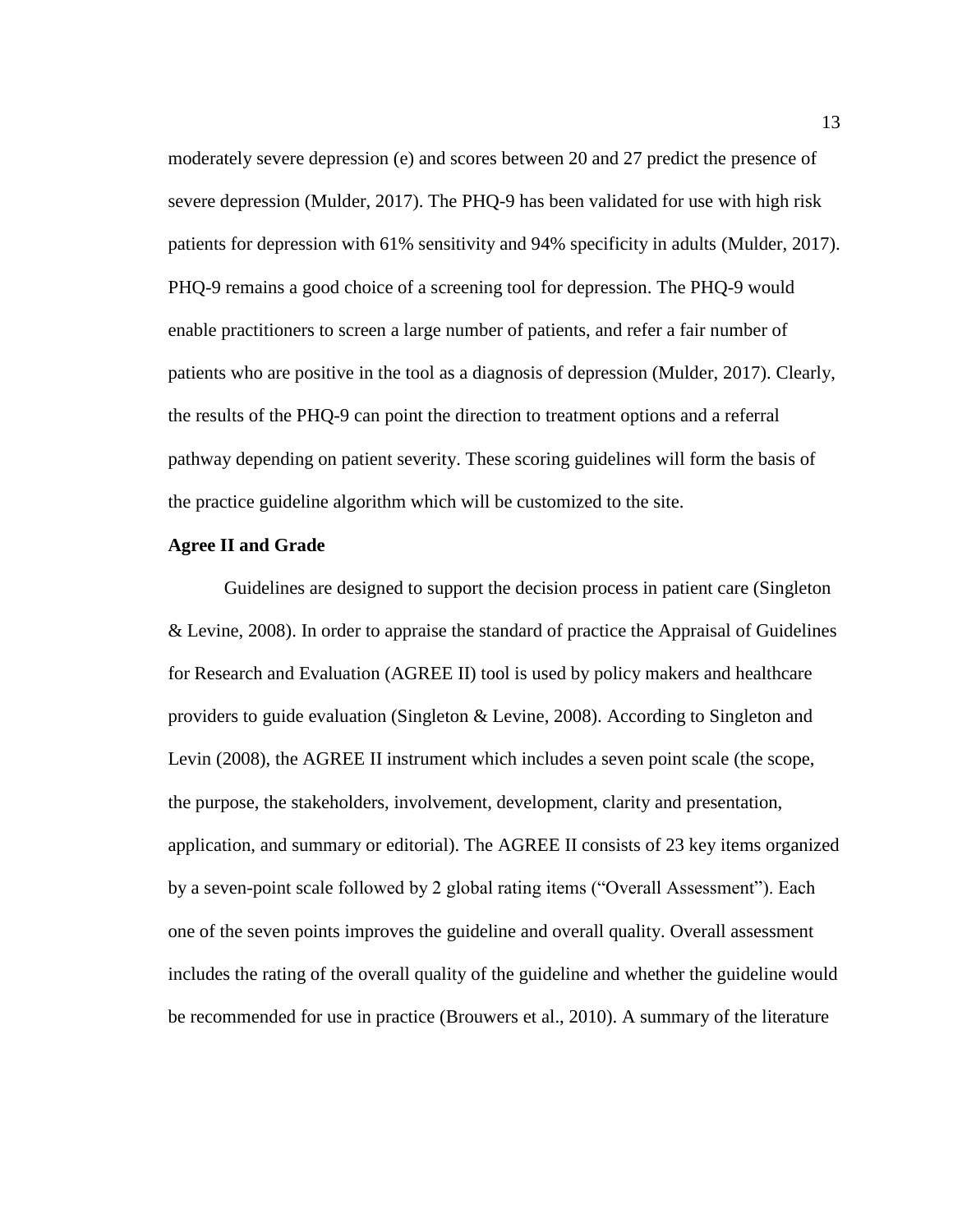moderately severe depression (e) and scores between 20 and 27 predict the presence of severe depression (Mulder, 2017). The PHQ-9 has been validated for use with high risk patients for depression with 61% sensitivity and 94% specificity in adults (Mulder, 2017). PHQ-9 remains a good choice of a screening tool for depression. The PHQ-9 would enable practitioners to screen a large number of patients, and refer a fair number of patients who are positive in the tool as a diagnosis of depression (Mulder, 2017). Clearly, the results of the PHQ-9 can point the direction to treatment options and a referral pathway depending on patient severity. These scoring guidelines will form the basis of the practice guideline algorithm which will be customized to the site.

**Agree II and Grade**

Guidelines are designed to support the decision process in patient care (Singleton & Levine, 2008). In order to appraise the standard of practice the Appraisal of Guidelines for Research and Evaluation (AGREE II) tool is used by policy makers and healthcare providers to guide evaluation (Singleton & Levine, 2008). According to Singleton and Levin (2008), the AGREE II instrument which includes a seven point scale (the scope, the purpose, the stakeholders, involvement, development, clarity and presentation, application, and summary or editorial). The AGREE II consists of 23 key items organized by a seven-point scale followed by 2 global rating items ("Overall Assessment"). Each one of the seven points improves the guideline and overall quality. Overall assessment includes the rating of the overall quality of the guideline and whether the guideline would be recommended for use in practice (Brouwers et al., 2010). A summary of the literature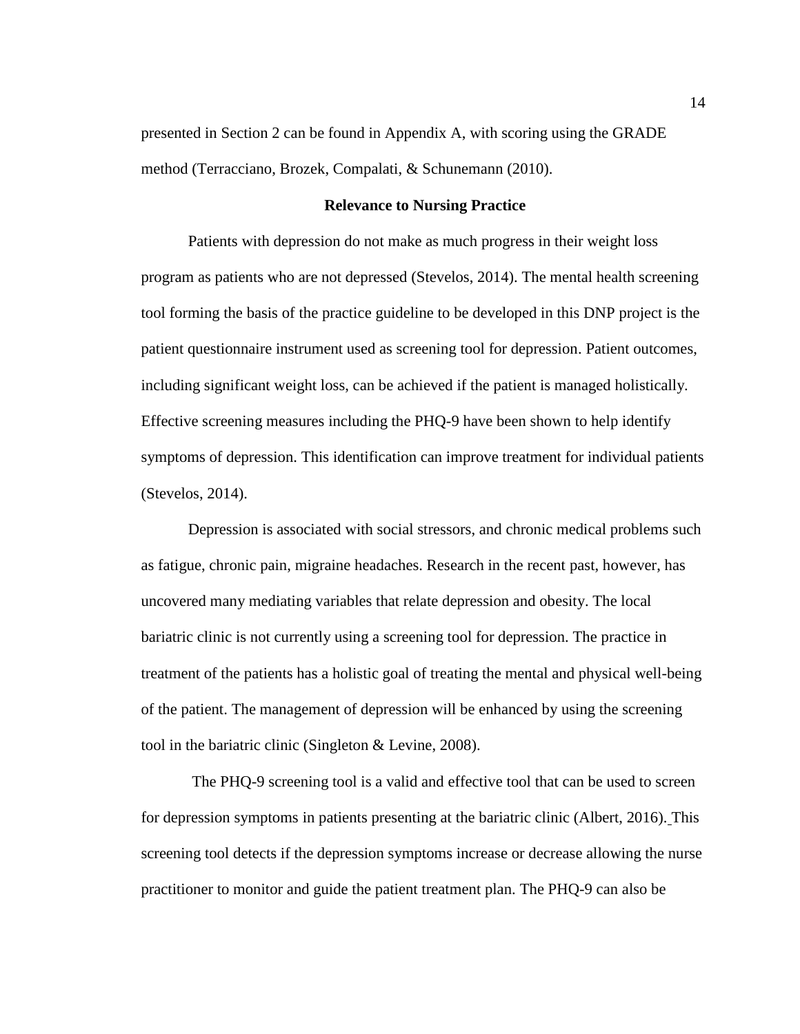presented in Section 2 can be found in Appendix A, with scoring using the GRADE method (Terracciano, Brozek, Compalati, & Schunemann (2010).

## Relevance to Nursing Practice

Patients with depression do not make as much progress in their weight loss program as patients who are not depressed (Stevelos, 2014). The mental health screening tool forming the basis of the practice guideline to be developed in this DNP project is the patient questionnaire instrument used as screening tool for depression. Patient outcomes, including significant weight loss, can be achieved if the patient is managed holistically. Effective screening measures including the PHQ-9 have been shown to help identify symptoms of depression. This identification can improve treatment for individual patients (Stevelos, 2014).

Depression is associated with social stressors, and chronic medical problems such as fatigue, chronic pain, migraine headaches. Research in the recent past, however, has uncovered many mediating variables that relate depression and obesity. The local bariatric clinic is not currently using a screening tool for depression. The practice in treatment of the patients has a holistic goal of treating the mental and physical well-being of the patient. The management of depression will be enhanced by using the screening tool in the bariatric clinic (Singleton & Levine, 2008).

The PHQ-9 screening tool is a valid and effective tool that can be used to screen for depression symptoms in patients presenting at the bariatric clinic (Albert, 2016). This screening tool detects if the depression symptoms increase or decrease allowing the nurse practitioner to monitor and guide the patient treatment plan. The PHQ-9 can also be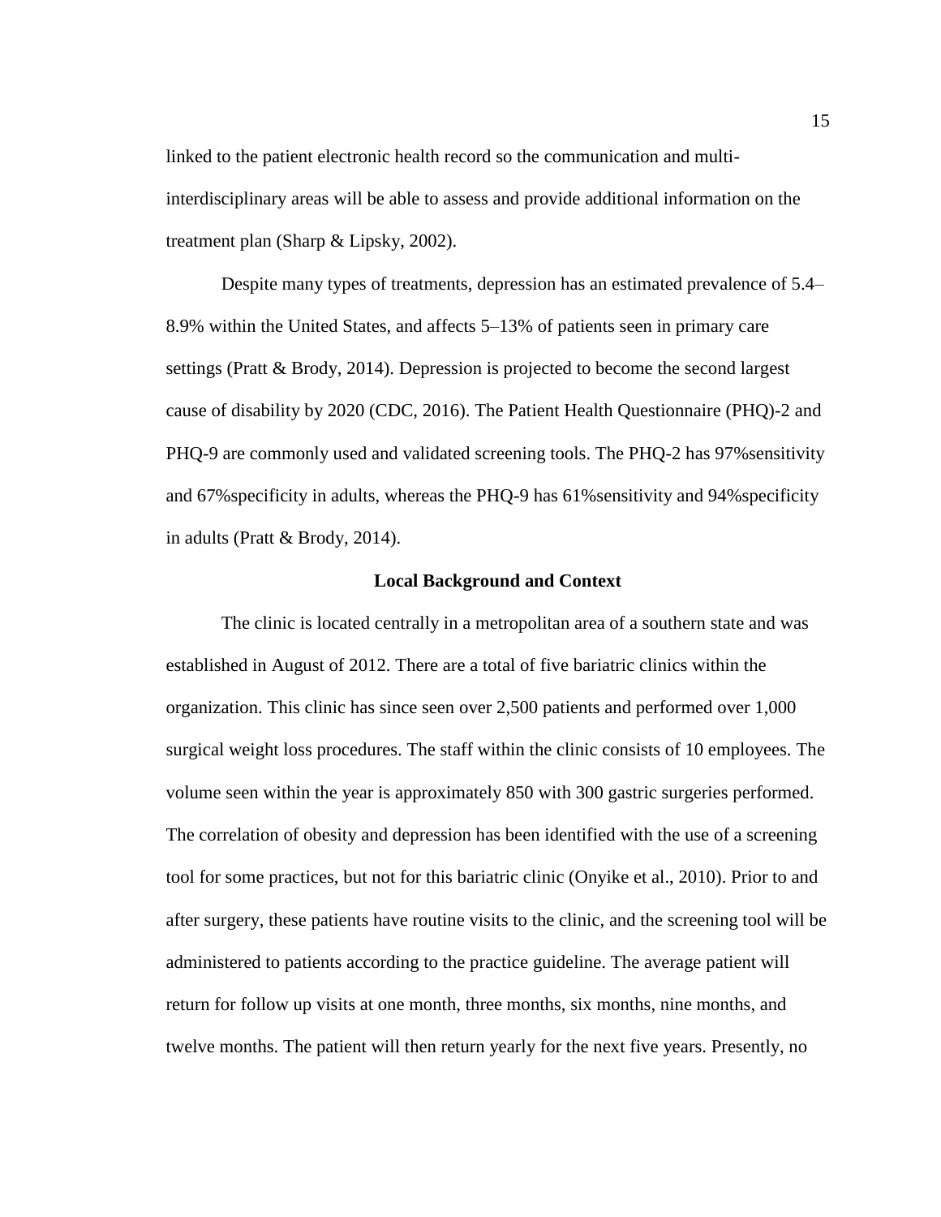linked to the patient electronic health record so the communication and multi-interdisciplinary areas will be able to assess and provide additional information on the treatment plan (Sharp & Lipsky, 2002).

Despite many types of treatments, depression has an estimated prevalence of 5.4–8.9% within the United States, and affects 5–13% of patients seen in primary care settings (Pratt & Brody, 2014). Depression is projected to become the second largest cause of disability by 2020 (CDC, 2016). The Patient Health Questionnaire (PHQ)-2 and PHQ-9 are commonly used and validated screening tools. The PHQ-2 has 97%sensitivity and 67%specificity in adults, whereas the PHQ-9 has 61%sensitivity and 94%specificity in adults (Pratt & Brody, 2014).

## Local Background and Context

The clinic is located centrally in a metropolitan area of a southern state and was established in August of 2012. There are a total of five bariatric clinics within the organization. This clinic has since seen over 2,500 patients and performed over 1,000 surgical weight loss procedures. The staff within the clinic consists of 10 employees. The volume seen within the year is approximately 850 with 300 gastric surgeries performed. The correlation of obesity and depression has been identified with the use of a screening tool for some practices, but not for this bariatric clinic (Onyike et al., 2010). Prior to and after surgery, these patients have routine visits to the clinic, and the screening tool will be administered to patients according to the practice guideline. The average patient will return for follow up visits at one month, three months, six months, nine months, and twelve months. The patient will then return yearly for the next five years. Presently, no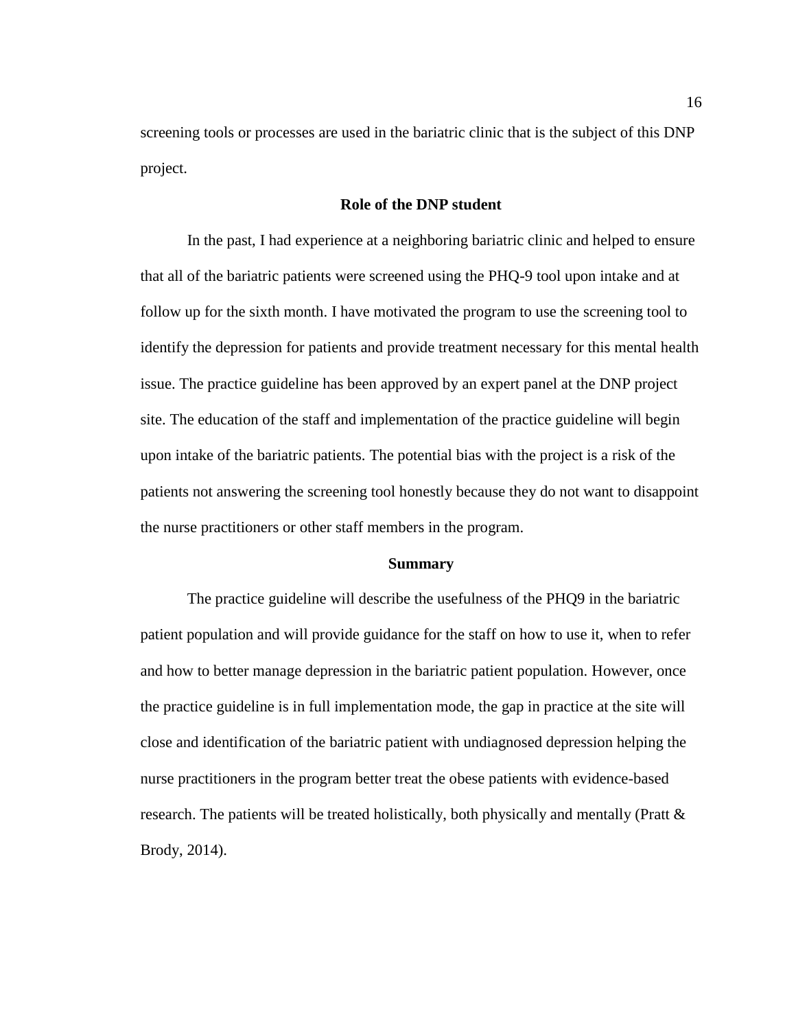screening tools or processes are used in the bariatric clinic that is the subject of this DNP project.

## Role of the DNP student

In the past, I had experience at a neighboring bariatric clinic and helped to ensure that all of the bariatric patients were screened using the PHQ-9 tool upon intake and at follow up for the sixth month. I have motivated the program to use the screening tool to identify the depression for patients and provide treatment necessary for this mental health issue. The practice guideline has been approved by an expert panel at the DNP project site. The education of the staff and implementation of the practice guideline will begin upon intake of the bariatric patients. The potential bias with the project is a risk of the patients not answering the screening tool honestly because they do not want to disappoint the nurse practitioners or other staff members in the program.

## Summary

The practice guideline will describe the usefulness of the PHQ9 in the bariatric patient population and will provide guidance for the staff on how to use it, when to refer and how to better manage depression in the bariatric patient population. However, once the practice guideline is in full implementation mode, the gap in practice at the site will close and identification of the bariatric patient with undiagnosed depression helping the nurse practitioners in the program better treat the obese patients with evidence-based research. The patients will be treated holistically, both physically and mentally (Pratt & Brody, 2014).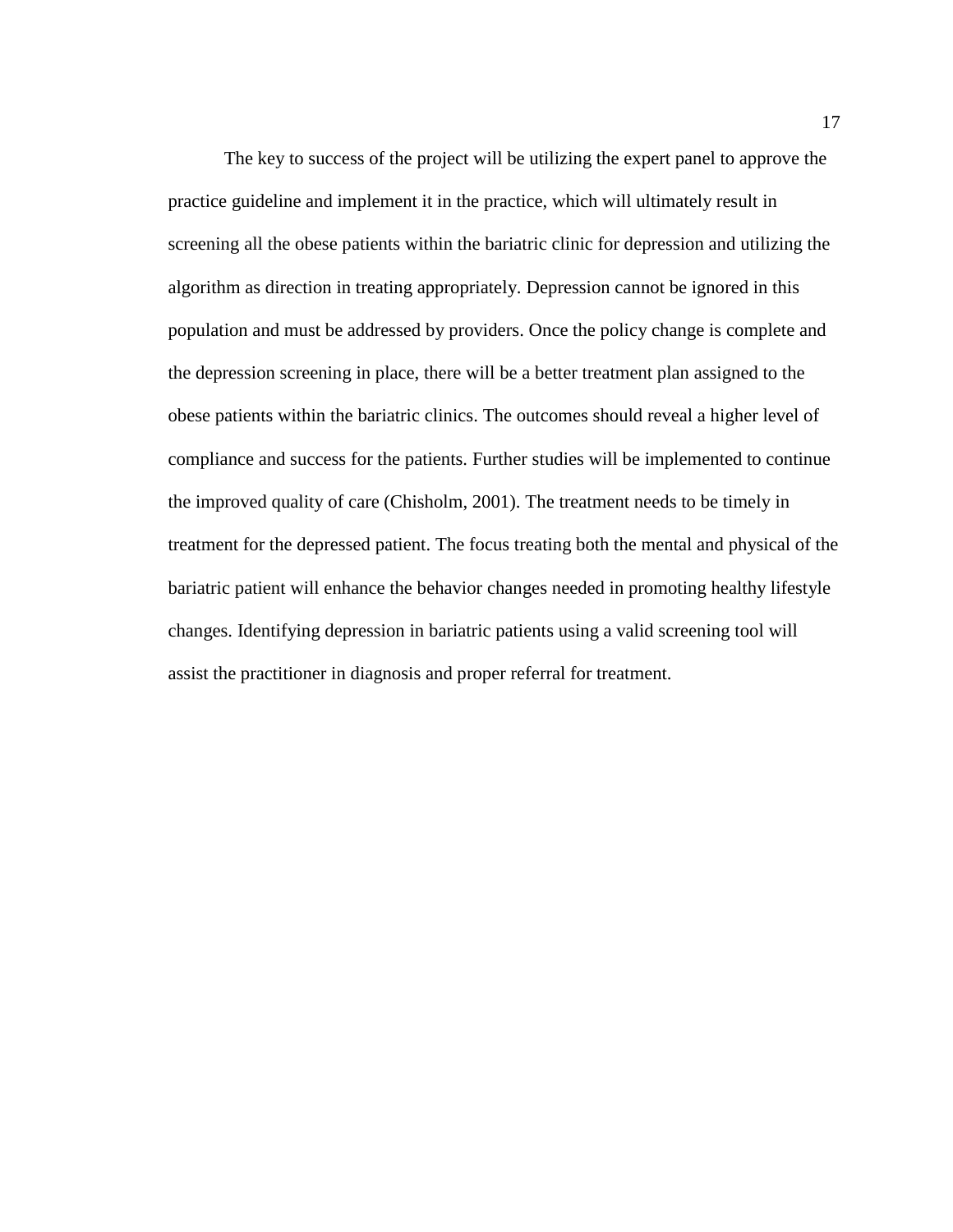The key to success of the project will be utilizing the expert panel to approve the practice guideline and implement it in the practice, which will ultimately result in screening all the obese patients within the bariatric clinic for depression and utilizing the algorithm as direction in treating appropriately. Depression cannot be ignored in this population and must be addressed by providers. Once the policy change is complete and the depression screening in place, there will be a better treatment plan assigned to the obese patients within the bariatric clinics. The outcomes should reveal a higher level of compliance and success for the patients. Further studies will be implemented to continue the improved quality of care (Chisholm, 2001). The treatment needs to be timely in treatment for the depressed patient. The focus treating both the mental and physical of the bariatric patient will enhance the behavior changes needed in promoting healthy lifestyle changes. Identifying depression in bariatric patients using a valid screening tool will assist the practitioner in diagnosis and proper referral for treatment.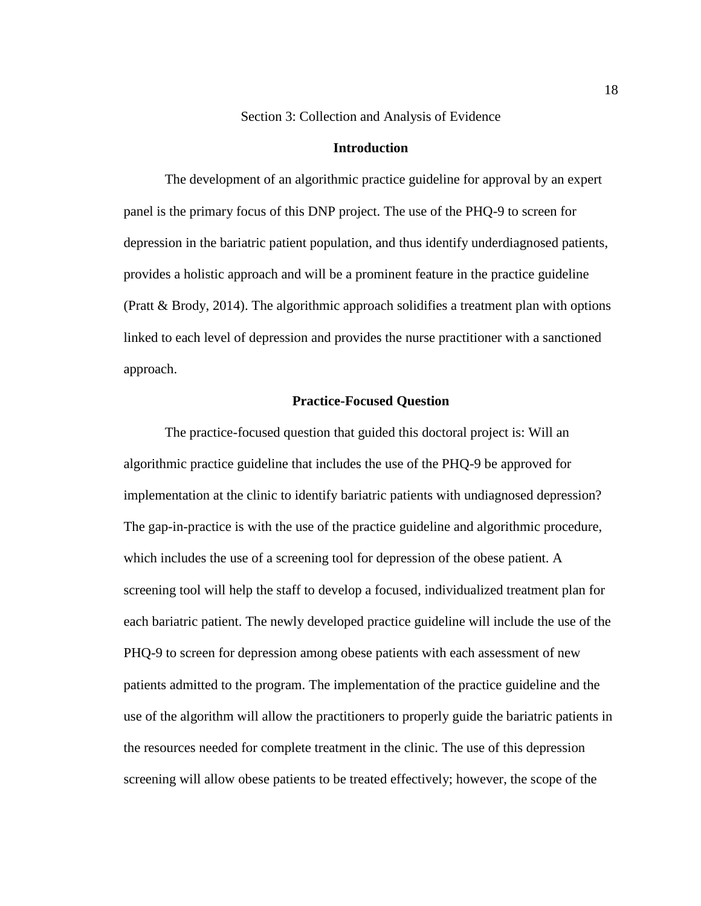## Section 3: Collection and Analysis of Evidence

### Introduction

The development of an algorithmic practice guideline for approval by an expert panel is the primary focus of this DNP project. The use of the PHQ-9 to screen for depression in the bariatric patient population, and thus identify underdiagnosed patients, provides a holistic approach and will be a prominent feature in the practice guideline (Pratt & Brody, 2014). The algorithmic approach solidifies a treatment plan with options linked to each level of depression and provides the nurse practitioner with a sanctioned approach.

### Practice-Focused Question

The practice-focused question that guided this doctoral project is: Will an algorithmic practice guideline that includes the use of the PHQ-9 be approved for implementation at the clinic to identify bariatric patients with undiagnosed depression? The gap-in-practice is with the use of the practice guideline and algorithmic procedure, which includes the use of a screening tool for depression of the obese patient. A screening tool will help the staff to develop a focused, individualized treatment plan for each bariatric patient. The newly developed practice guideline will include the use of the PHQ-9 to screen for depression among obese patients with each assessment of new patients admitted to the program. The implementation of the practice guideline and the use of the algorithm will allow the practitioners to properly guide the bariatric patients in the resources needed for complete treatment in the clinic. The use of this depression screening will allow obese patients to be treated effectively; however, the scope of the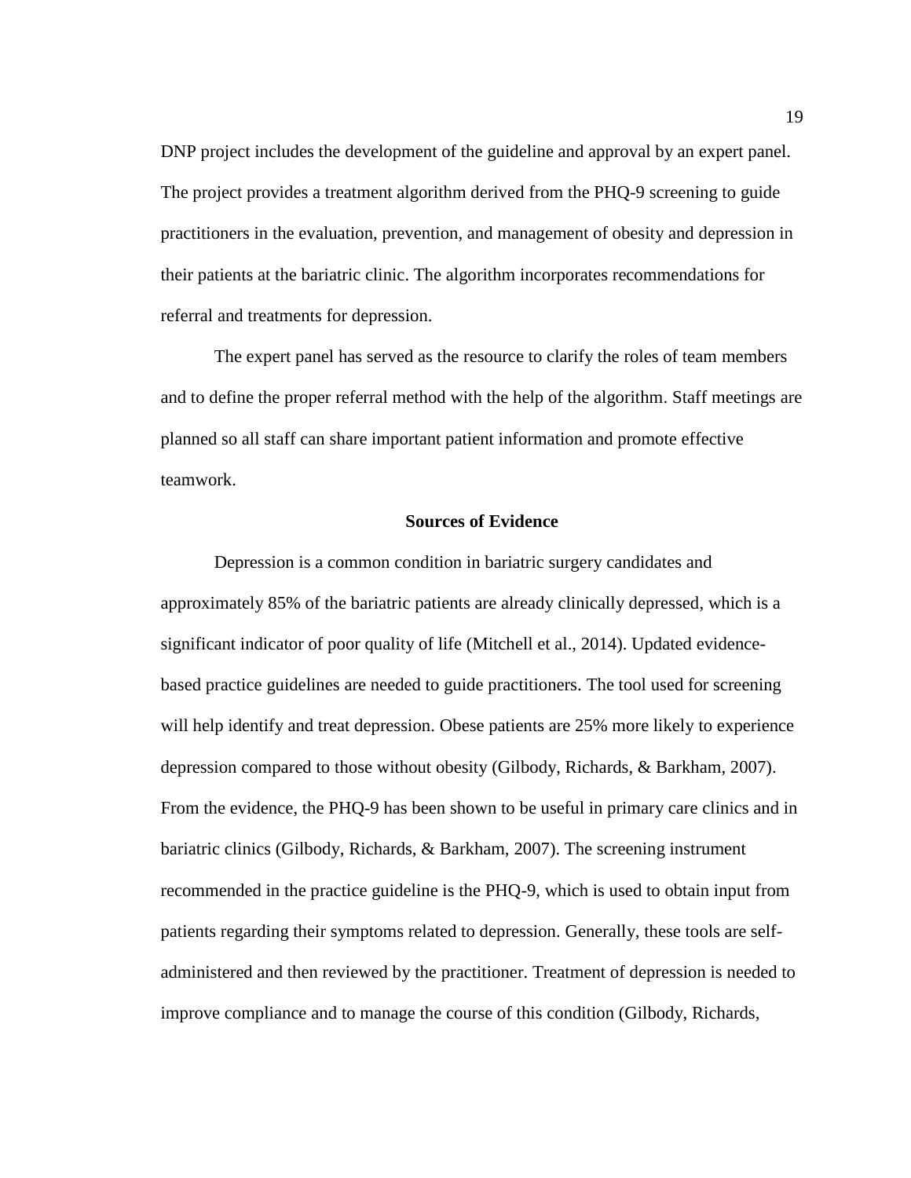DNP project includes the development of the guideline and approval by an expert panel. The project provides a treatment algorithm derived from the PHQ-9 screening to guide practitioners in the evaluation, prevention, and management of obesity and depression in their patients at the bariatric clinic. The algorithm incorporates recommendations for referral and treatments for depression.

The expert panel has served as the resource to clarify the roles of team members and to define the proper referral method with the help of the algorithm. Staff meetings are planned so all staff can share important patient information and promote effective teamwork.

## Sources of Evidence

Depression is a common condition in bariatric surgery candidates and approximately 85% of the bariatric patients are already clinically depressed, which is a significant indicator of poor quality of life (Mitchell et al., 2014). Updated evidence-based practice guidelines are needed to guide practitioners. The tool used for screening will help identify and treat depression. Obese patients are 25% more likely to experience depression compared to those without obesity (Gilbody, Richards, & Barkham, 2007). From the evidence, the PHQ-9 has been shown to be useful in primary care clinics and in bariatric clinics (Gilbody, Richards, & Barkham, 2007). The screening instrument recommended in the practice guideline is the PHQ-9, which is used to obtain input from patients regarding their symptoms related to depression. Generally, these tools are self-administered and then reviewed by the practitioner. Treatment of depression is needed to improve compliance and to manage the course of this condition (Gilbody, Richards,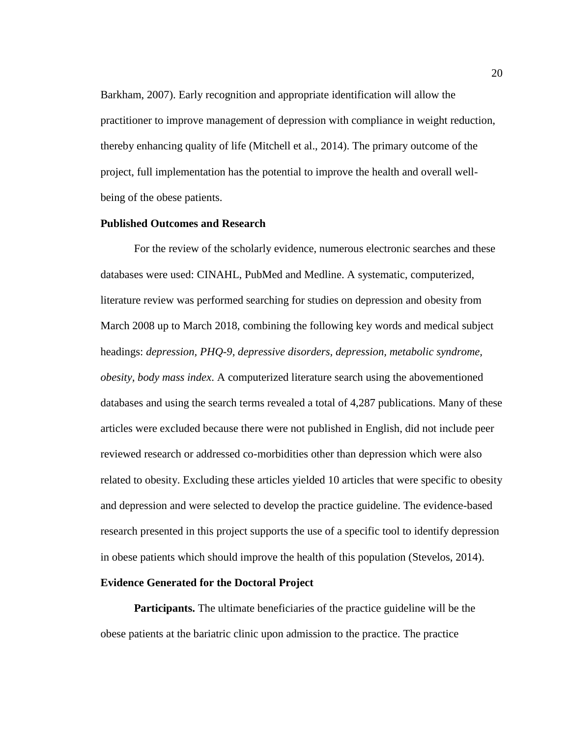Barkham, 2007). Early recognition and appropriate identification will allow the practitioner to improve management of depression with compliance in weight reduction, thereby enhancing quality of life (Mitchell et al., 2014). The primary outcome of the project, full implementation has the potential to improve the health and overall well-being of the obese patients.

### Published Outcomes and Research

For the review of the scholarly evidence, numerous electronic searches and these databases were used: CINAHL, PubMed and Medline. A systematic, computerized, literature review was performed searching for studies on depression and obesity from March 2008 up to March 2018, combining the following key words and medical subject headings: *depression, PHQ-9, depressive disorders, depression, metabolic syndrome, obesity, body mass index*. A computerized literature search using the abovementioned databases and using the search terms revealed a total of 4,287 publications. Many of these articles were excluded because there were not published in English, did not include peer reviewed research or addressed co-morbidities other than depression which were also related to obesity. Excluding these articles yielded 10 articles that were specific to obesity and depression and were selected to develop the practice guideline. The evidence-based research presented in this project supports the use of a specific tool to identify depression in obese patients which should improve the health of this population (Stevelos, 2014).

### Evidence Generated for the Doctoral Project

**Participants.** The ultimate beneficiaries of the practice guideline will be the obese patients at the bariatric clinic upon admission to the practice. The practice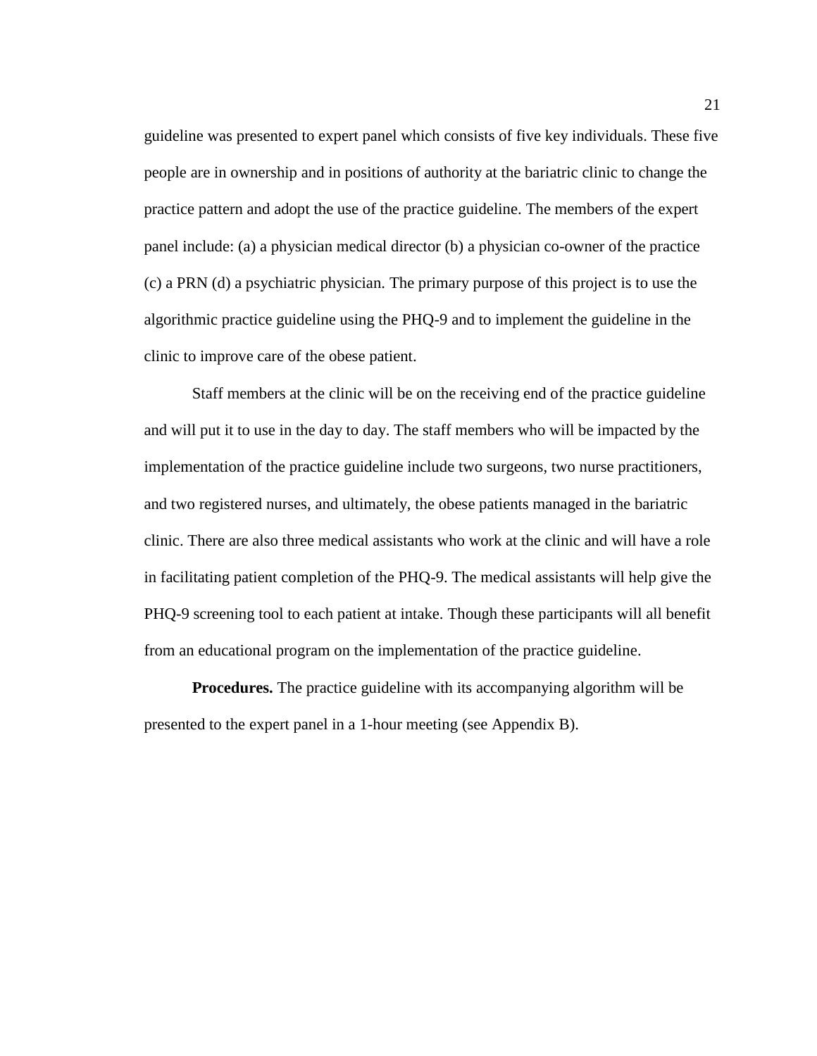guideline was presented to expert panel which consists of five key individuals. These five people are in ownership and in positions of authority at the bariatric clinic to change the practice pattern and adopt the use of the practice guideline. The members of the expert panel include: (a) a physician medical director (b) a physician co-owner of the practice (c) a PRN (d) a psychiatric physician. The primary purpose of this project is to use the algorithmic practice guideline using the PHQ-9 and to implement the guideline in the clinic to improve care of the obese patient.

Staff members at the clinic will be on the receiving end of the practice guideline and will put it to use in the day to day. The staff members who will be impacted by the implementation of the practice guideline include two surgeons, two nurse practitioners, and two registered nurses, and ultimately, the obese patients managed in the bariatric clinic. There are also three medical assistants who work at the clinic and will have a role in facilitating patient completion of the PHQ-9. The medical assistants will help give the PHQ-9 screening tool to each patient at intake. Though these participants will all benefit from an educational program on the implementation of the practice guideline.

**Procedures.** The practice guideline with its accompanying algorithm will be presented to the expert panel in a 1-hour meeting (see Appendix B).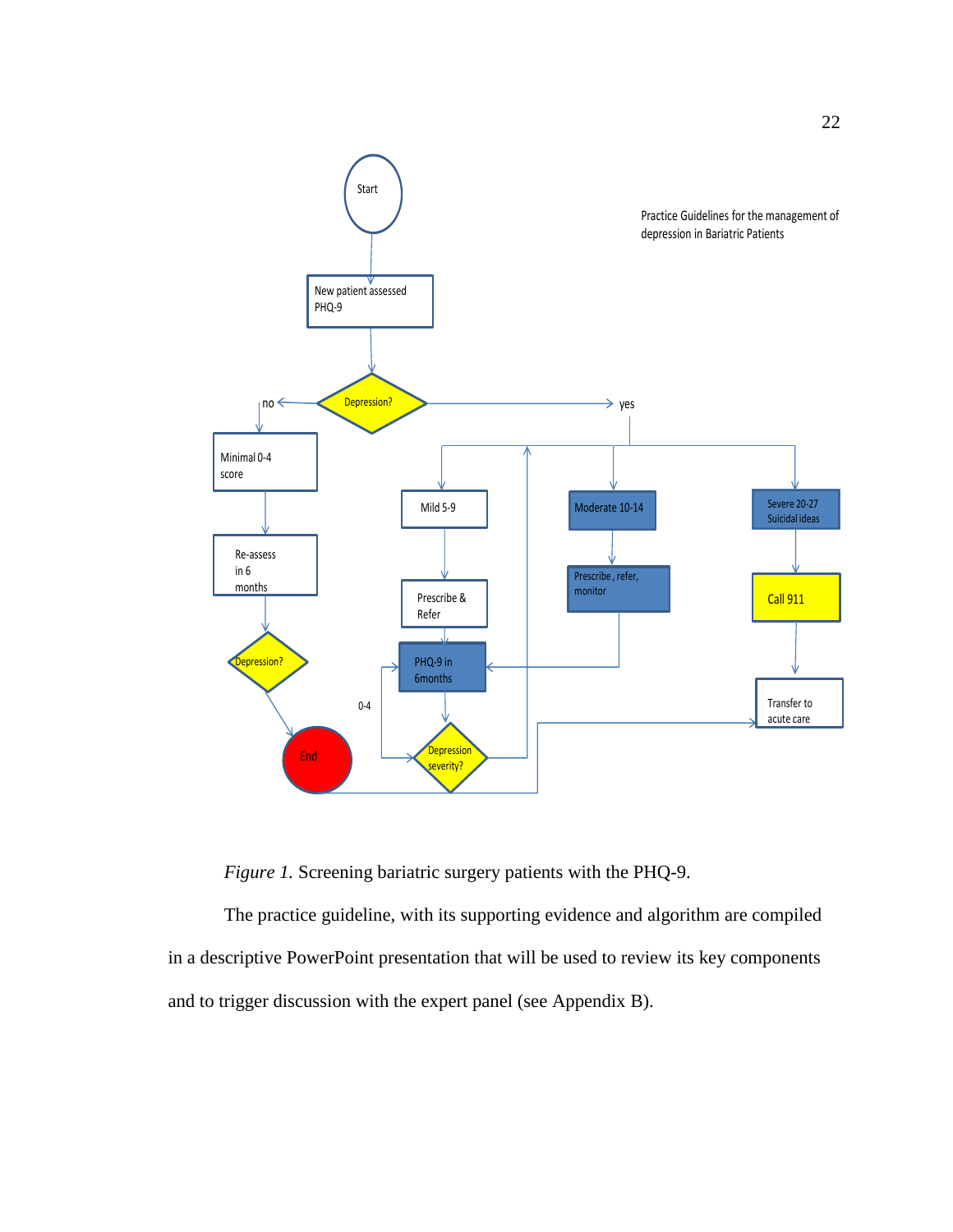*Figure 1.* Screening bariatric surgery patients with the PHQ-9.

The practice guideline, with its supporting evidence and algorithm are compiled in a descriptive PowerPoint presentation that will be used to review its key components and to trigger discussion with the expert panel (see Appendix B).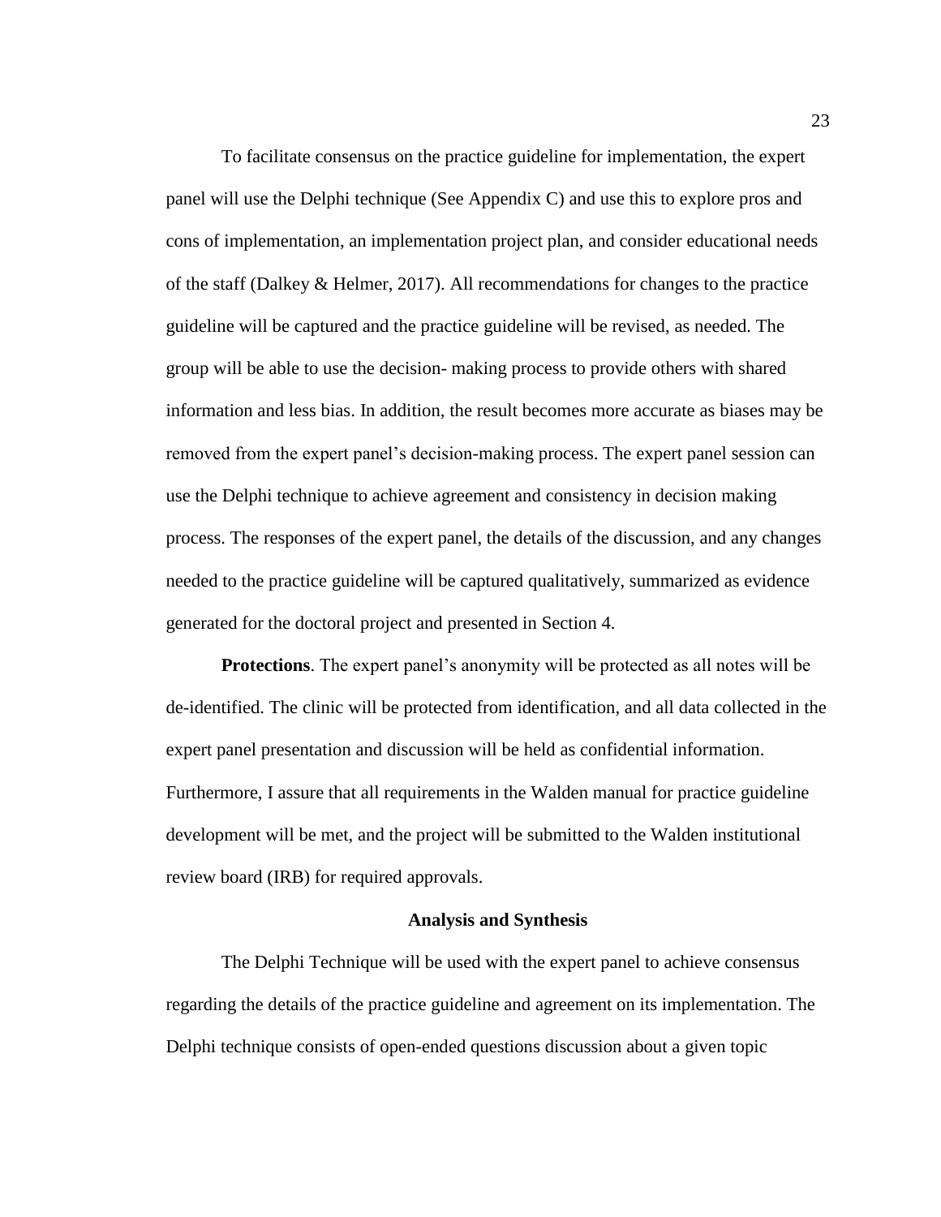To facilitate consensus on the practice guideline for implementation, the expert panel will use the Delphi technique (See Appendix C) and use this to explore pros and cons of implementation, an implementation project plan, and consider educational needs of the staff (Dalkey & Helmer, 2017). All recommendations for changes to the practice guideline will be captured and the practice guideline will be revised, as needed. The group will be able to use the decision- making process to provide others with shared information and less bias. In addition, the result becomes more accurate as biases may be removed from the expert panel's decision-making process. The expert panel session can use the Delphi technique to achieve agreement and consistency in decision making process. The responses of the expert panel, the details of the discussion, and any changes needed to the practice guideline will be captured qualitatively, summarized as evidence generated for the doctoral project and presented in Section 4.

**Protections**. The expert panel's anonymity will be protected as all notes will be de-identified. The clinic will be protected from identification, and all data collected in the expert panel presentation and discussion will be held as confidential information. Furthermore, I assure that all requirements in the Walden manual for practice guideline development will be met, and the project will be submitted to the Walden institutional review board (IRB) for required approvals.

## Analysis and Synthesis

The Delphi Technique will be used with the expert panel to achieve consensus regarding the details of the practice guideline and agreement on its implementation. The Delphi technique consists of open-ended questions discussion about a given topic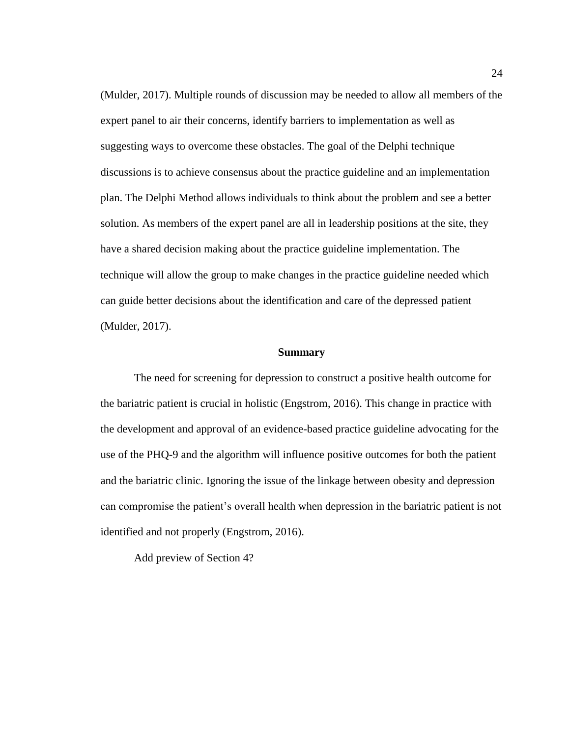(Mulder, 2017). Multiple rounds of discussion may be needed to allow all members of the expert panel to air their concerns, identify barriers to implementation as well as suggesting ways to overcome these obstacles. The goal of the Delphi technique discussions is to achieve consensus about the practice guideline and an implementation plan. The Delphi Method allows individuals to think about the problem and see a better solution. As members of the expert panel are all in leadership positions at the site, they have a shared decision making about the practice guideline implementation. The technique will allow the group to make changes in the practice guideline needed which can guide better decisions about the identification and care of the depressed patient (Mulder, 2017).

## Summary

The need for screening for depression to construct a positive health outcome for the bariatric patient is crucial in holistic (Engstrom, 2016). This change in practice with the development and approval of an evidence-based practice guideline advocating for the use of the PHQ-9 and the algorithm will influence positive outcomes for both the patient and the bariatric clinic. Ignoring the issue of the linkage between obesity and depression can compromise the patient's overall health when depression in the bariatric patient is not identified and not properly (Engstrom, 2016).

Add preview of Section 4?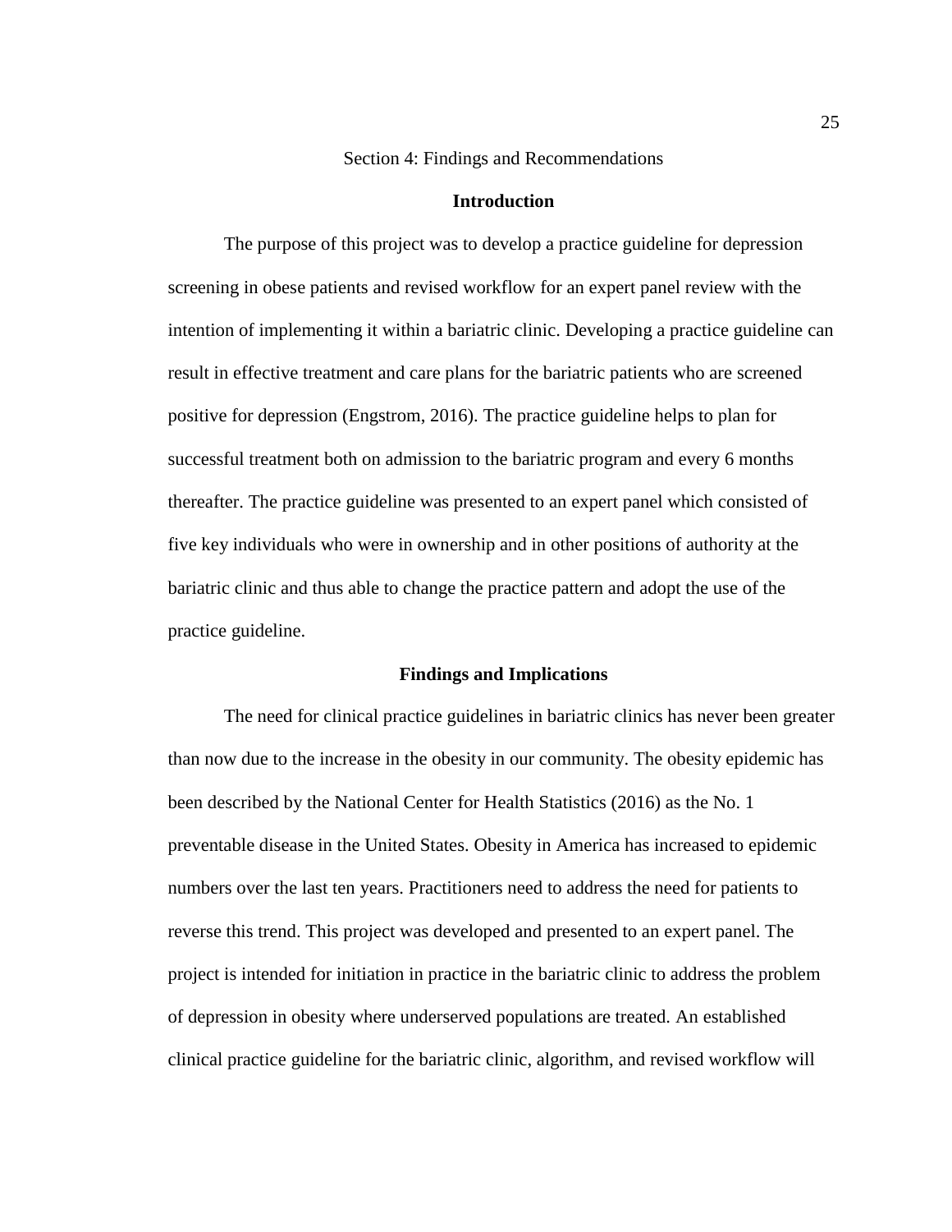# Section 4: Findings and Recommendations

## Introduction

The purpose of this project was to develop a practice guideline for depression screening in obese patients and revised workflow for an expert panel review with the intention of implementing it within a bariatric clinic. Developing a practice guideline can result in effective treatment and care plans for the bariatric patients who are screened positive for depression (Engstrom, 2016). The practice guideline helps to plan for successful treatment both on admission to the bariatric program and every 6 months thereafter. The practice guideline was presented to an expert panel which consisted of five key individuals who were in ownership and in other positions of authority at the bariatric clinic and thus able to change the practice pattern and adopt the use of the practice guideline.

## Findings and Implications

The need for clinical practice guidelines in bariatric clinics has never been greater than now due to the increase in the obesity in our community. The obesity epidemic has been described by the National Center for Health Statistics (2016) as the No. 1 preventable disease in the United States. Obesity in America has increased to epidemic numbers over the last ten years. Practitioners need to address the need for patients to reverse this trend. This project was developed and presented to an expert panel. The project is intended for initiation in practice in the bariatric clinic to address the problem of depression in obesity where underserved populations are treated. An established clinical practice guideline for the bariatric clinic, algorithm, and revised workflow will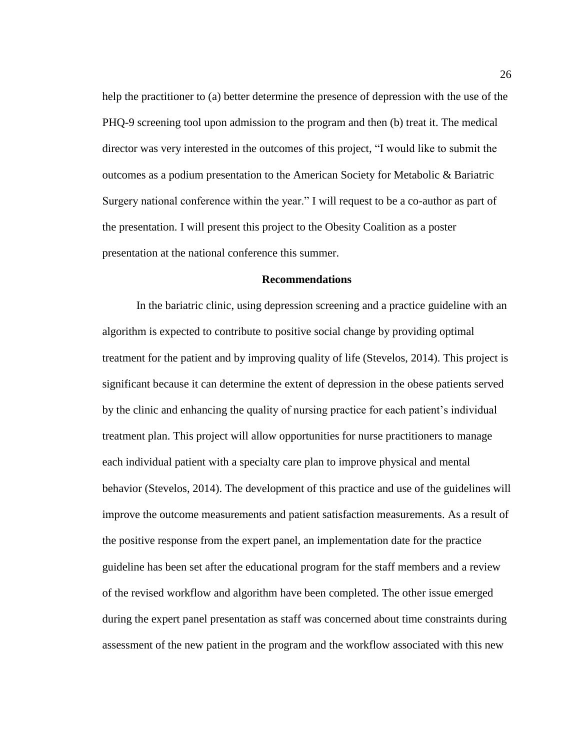help the practitioner to (a) better determine the presence of depression with the use of the PHQ-9 screening tool upon admission to the program and then (b) treat it. The medical director was very interested in the outcomes of this project, "I would like to submit the outcomes as a podium presentation to the American Society for Metabolic & Bariatric Surgery national conference within the year." I will request to be a co-author as part of the presentation. I will present this project to the Obesity Coalition as a poster presentation at the national conference this summer.

## Recommendations

In the bariatric clinic, using depression screening and a practice guideline with an algorithm is expected to contribute to positive social change by providing optimal treatment for the patient and by improving quality of life (Stevelos, 2014). This project is significant because it can determine the extent of depression in the obese patients served by the clinic and enhancing the quality of nursing practice for each patient's individual treatment plan. This project will allow opportunities for nurse practitioners to manage each individual patient with a specialty care plan to improve physical and mental behavior (Stevelos, 2014). The development of this practice and use of the guidelines will improve the outcome measurements and patient satisfaction measurements. As a result of the positive response from the expert panel, an implementation date for the practice guideline has been set after the educational program for the staff members and a review of the revised workflow and algorithm have been completed. The other issue emerged during the expert panel presentation as staff was concerned about time constraints during assessment of the new patient in the program and the workflow associated with this new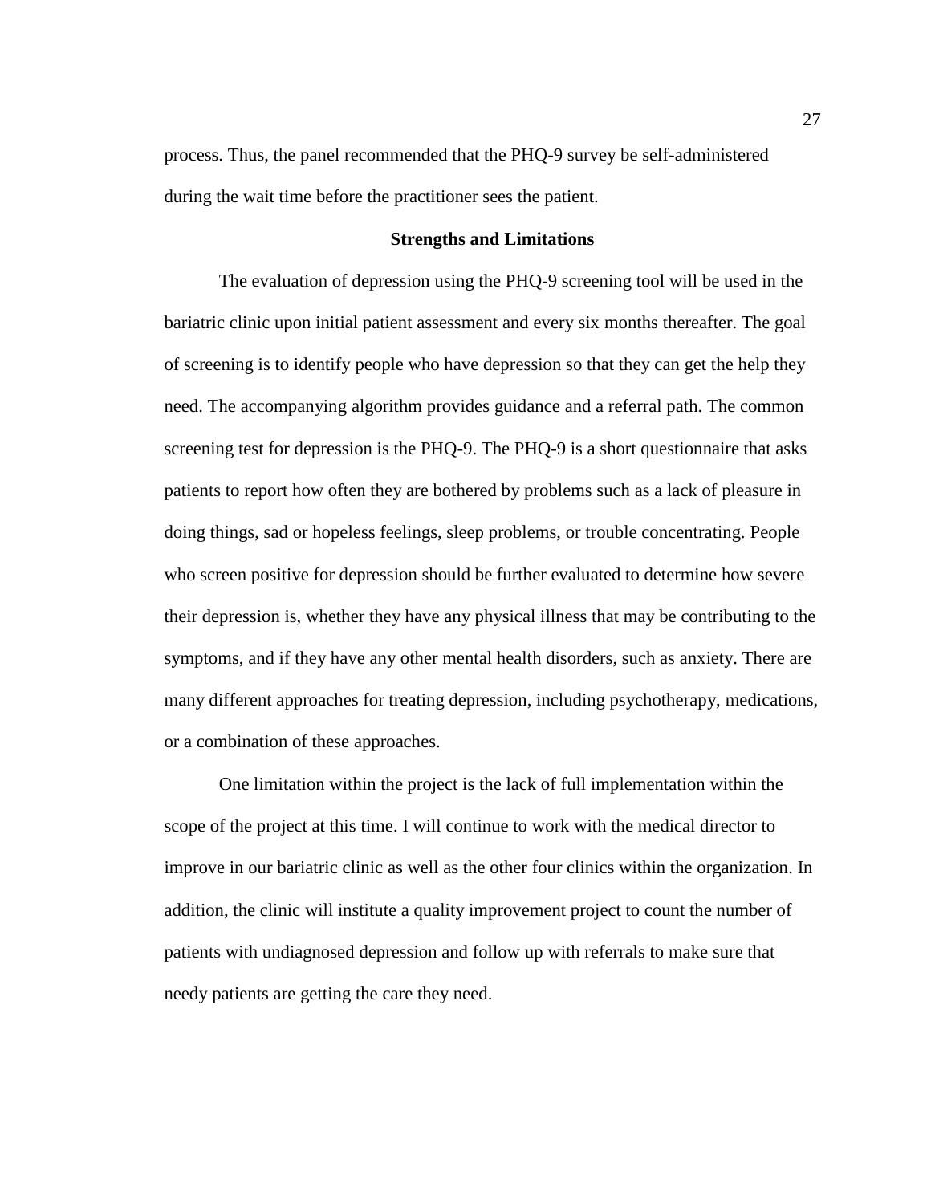process. Thus, the panel recommended that the PHQ-9 survey be self-administered during the wait time before the practitioner sees the patient.

## Strengths and Limitations

The evaluation of depression using the PHQ-9 screening tool will be used in the bariatric clinic upon initial patient assessment and every six months thereafter. The goal of screening is to identify people who have depression so that they can get the help they need. The accompanying algorithm provides guidance and a referral path. The common screening test for depression is the PHQ-9. The PHQ-9 is a short questionnaire that asks patients to report how often they are bothered by problems such as a lack of pleasure in doing things, sad or hopeless feelings, sleep problems, or trouble concentrating. People who screen positive for depression should be further evaluated to determine how severe their depression is, whether they have any physical illness that may be contributing to the symptoms, and if they have any other mental health disorders, such as anxiety. There are many different approaches for treating depression, including psychotherapy, medications, or a combination of these approaches.

One limitation within the project is the lack of full implementation within the scope of the project at this time. I will continue to work with the medical director to improve in our bariatric clinic as well as the other four clinics within the organization. In addition, the clinic will institute a quality improvement project to count the number of patients with undiagnosed depression and follow up with referrals to make sure that needy patients are getting the care they need.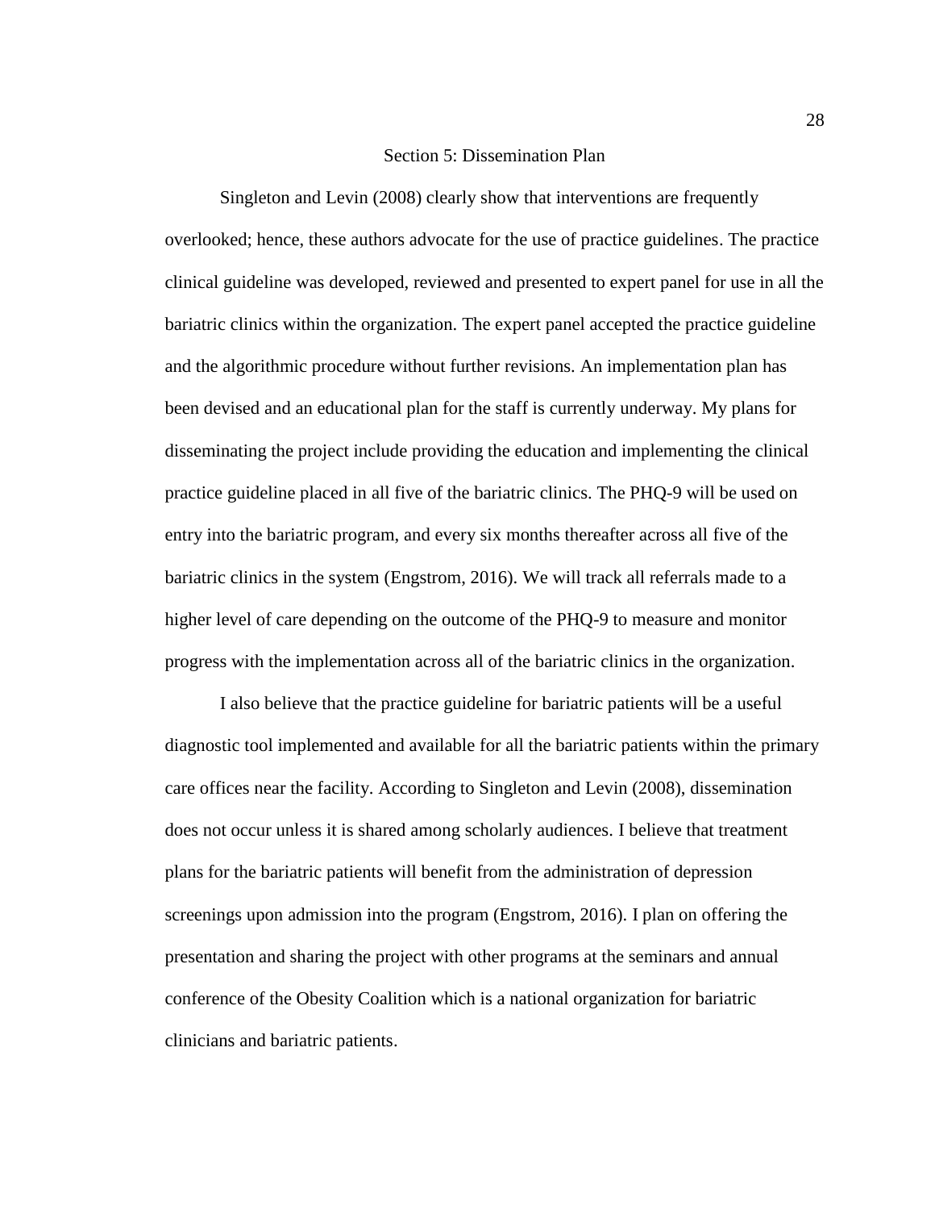# Section 5: Dissemination Plan

Singleton and Levin (2008) clearly show that interventions are frequently overlooked; hence, these authors advocate for the use of practice guidelines. The practice clinical guideline was developed, reviewed and presented to expert panel for use in all the bariatric clinics within the organization. The expert panel accepted the practice guideline and the algorithmic procedure without further revisions. An implementation plan has been devised and an educational plan for the staff is currently underway. My plans for disseminating the project include providing the education and implementing the clinical practice guideline placed in all five of the bariatric clinics. The PHQ-9 will be used on entry into the bariatric program, and every six months thereafter across all five of the bariatric clinics in the system (Engstrom, 2016). We will track all referrals made to a higher level of care depending on the outcome of the PHQ-9 to measure and monitor progress with the implementation across all of the bariatric clinics in the organization.

I also believe that the practice guideline for bariatric patients will be a useful diagnostic tool implemented and available for all the bariatric patients within the primary care offices near the facility. According to Singleton and Levin (2008), dissemination does not occur unless it is shared among scholarly audiences. I believe that treatment plans for the bariatric patients will benefit from the administration of depression screenings upon admission into the program (Engstrom, 2016). I plan on offering the presentation and sharing the project with other programs at the seminars and annual conference of the Obesity Coalition which is a national organization for bariatric clinicians and bariatric patients.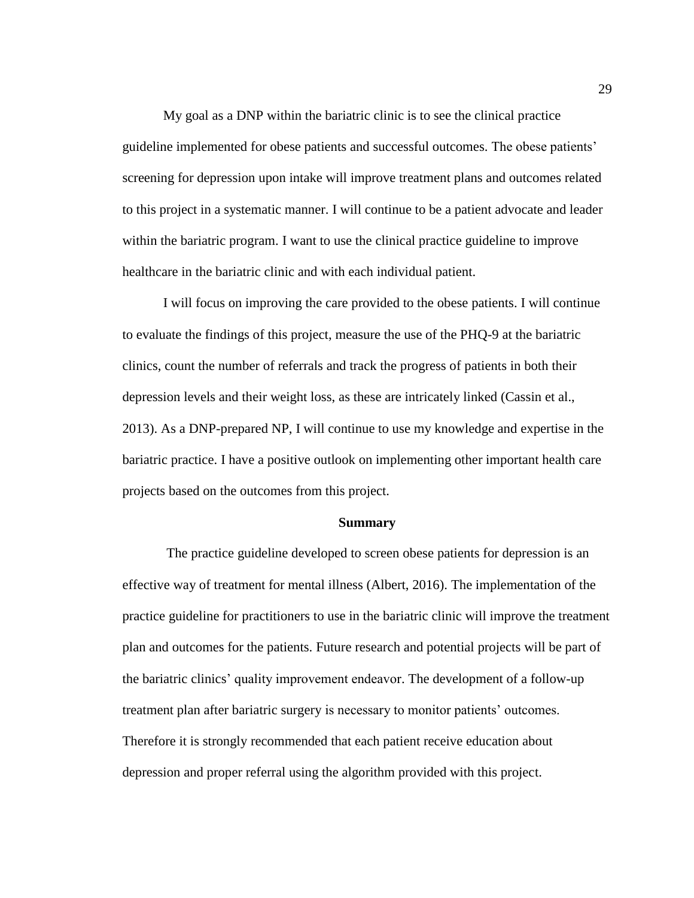My goal as a DNP within the bariatric clinic is to see the clinical practice guideline implemented for obese patients and successful outcomes. The obese patients' screening for depression upon intake will improve treatment plans and outcomes related to this project in a systematic manner. I will continue to be a patient advocate and leader within the bariatric program. I want to use the clinical practice guideline to improve healthcare in the bariatric clinic and with each individual patient.

I will focus on improving the care provided to the obese patients. I will continue to evaluate the findings of this project, measure the use of the PHQ-9 at the bariatric clinics, count the number of referrals and track the progress of patients in both their depression levels and their weight loss, as these are intricately linked (Cassin et al., 2013). As a DNP-prepared NP, I will continue to use my knowledge and expertise in the bariatric practice. I have a positive outlook on implementing other important health care projects based on the outcomes from this project.

## Summary

The practice guideline developed to screen obese patients for depression is an effective way of treatment for mental illness (Albert, 2016). The implementation of the practice guideline for practitioners to use in the bariatric clinic will improve the treatment plan and outcomes for the patients. Future research and potential projects will be part of the bariatric clinics' quality improvement endeavor. The development of a follow-up treatment plan after bariatric surgery is necessary to monitor patients' outcomes. Therefore it is strongly recommended that each patient receive education about depression and proper referral using the algorithm provided with this project.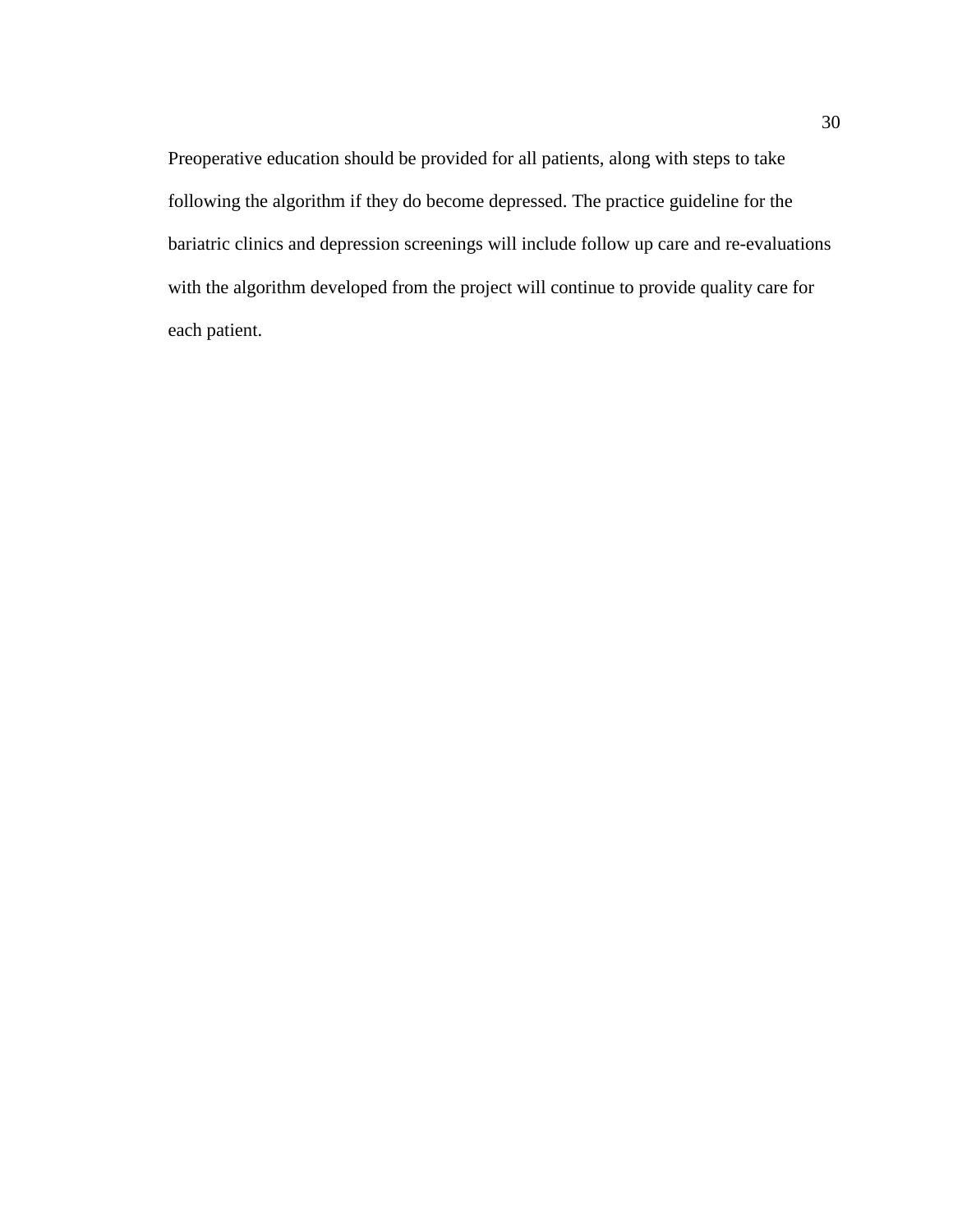Preoperative education should be provided for all patients, along with steps to take following the algorithm if they do become depressed. The practice guideline for the bariatric clinics and depression screenings will include follow up care and re-evaluations with the algorithm developed from the project will continue to provide quality care for each patient.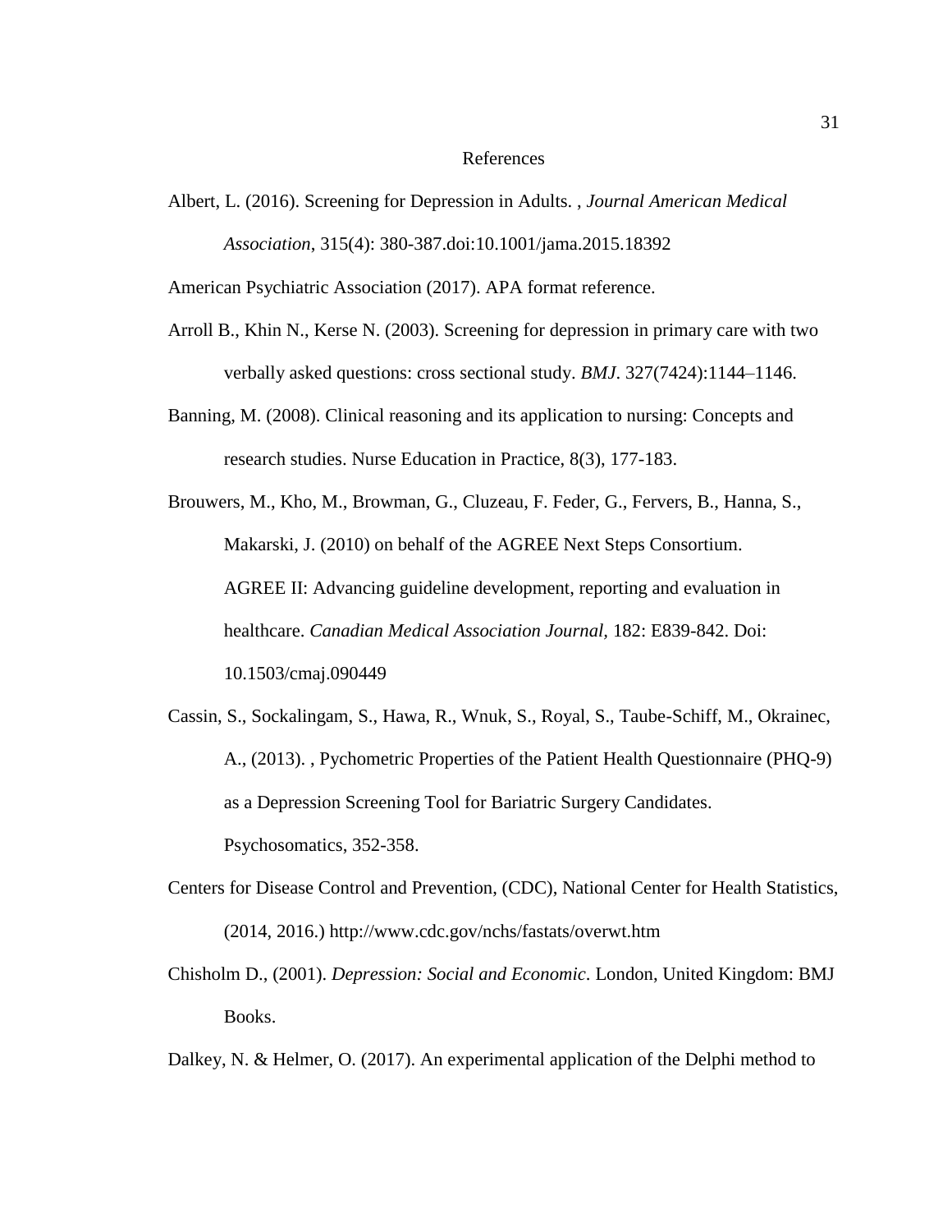# References

Albert, L. (2016). Screening for Depression in Adults. , *Journal American Medical Association*, 315(4): 380-387.doi:10.1001/jama.2015.18392

American Psychiatric Association (2017). APA format reference.

Arroll B., Khin N., Kerse N. (2003). Screening for depression in primary care with two verbally asked questions: cross sectional study. *BMJ*. 327(7424):1144–1146.

Banning, M. (2008). Clinical reasoning and its application to nursing: Concepts and research studies. Nurse Education in Practice, 8(3), 177-183.

Brouwers, M., Kho, M., Browman, G., Cluzeau, F. Feder, G., Fervers, B., Hanna, S., Makarski, J. (2010) on behalf of the AGREE Next Steps Consortium. AGREE II: Advancing guideline development, reporting and evaluation in healthcare. *Canadian Medical Association Journal,* 182: E839-842. Doi: 10.1503/cmaj.090449

Cassin, S., Sockalingam, S., Hawa, R., Wnuk, S., Royal, S., Taube-Schiff, M., Okrainec, A., (2013). , Pychometric Properties of the Patient Health Questionnaire (PHQ-9) as a Depression Screening Tool for Bariatric Surgery Candidates. Psychosomatics, 352-358.

Centers for Disease Control and Prevention, (CDC), National Center for Health Statistics, (2014, 2016.) http://www.cdc.gov/nchs/fastats/overwt.htm

Chisholm D., (2001). *Depression: Social and Economic*. London, United Kingdom: BMJ Books.

Dalkey, N. & Helmer, O. (2017). An experimental application of the Delphi method to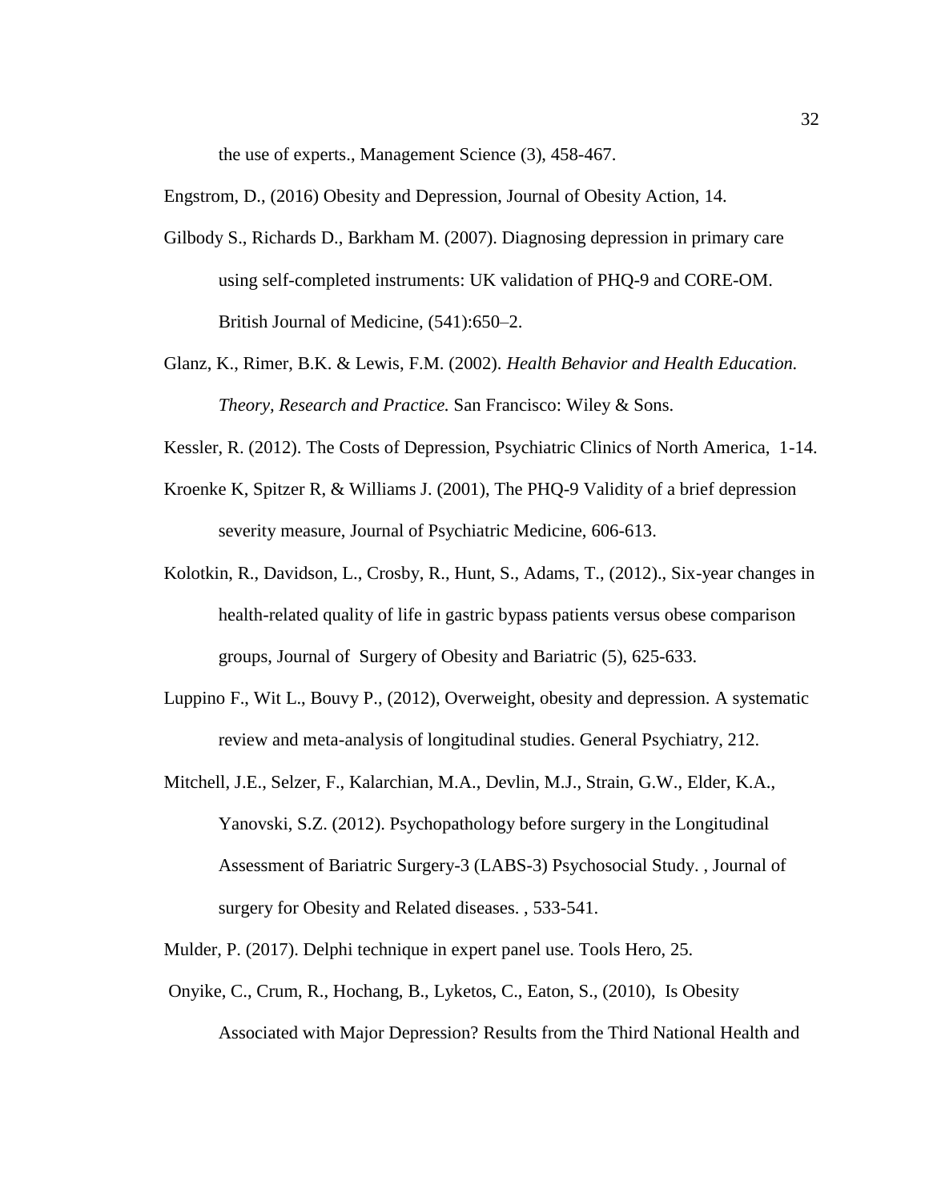the use of experts., Management Science (3), 458-467.

Engstrom, D., (2016) Obesity and Depression, Journal of Obesity Action, 14.

Gilbody S., Richards D., Barkham M. (2007). Diagnosing depression in primary care using self-completed instruments: UK validation of PHQ-9 and CORE-OM. British Journal of Medicine, (541):650–2.

Glanz, K., Rimer, B.K. & Lewis, F.M. (2002). *Health Behavior and Health Education. Theory, Research and Practice.* San Francisco: Wiley & Sons.

Kessler, R. (2012). The Costs of Depression, Psychiatric Clinics of North America, 1-14.

Kroenke K, Spitzer R, & Williams J. (2001), The PHQ-9 Validity of a brief depression severity measure, Journal of Psychiatric Medicine, 606-613.

Kolotkin, R., Davidson, L., Crosby, R., Hunt, S., Adams, T., (2012)., Six-year changes in health-related quality of life in gastric bypass patients versus obese comparison groups, Journal of Surgery of Obesity and Bariatric (5), 625-633.

Luppino F., Wit L., Bouvy P., (2012), Overweight, obesity and depression. A systematic review and meta-analysis of longitudinal studies. General Psychiatry, 212.

Mitchell, J.E., Selzer, F., Kalarchian, M.A., Devlin, M.J., Strain, G.W., Elder, K.A., Yanovski, S.Z. (2012). Psychopathology before surgery in the Longitudinal Assessment of Bariatric Surgery-3 (LABS-3) Psychosocial Study. , Journal of surgery for Obesity and Related diseases. , 533-541.

Mulder, P. (2017). Delphi technique in expert panel use. Tools Hero, 25.

Onyike, C., Crum, R., Hochang, B., Lyketos, C., Eaton, S., (2010), Is Obesity Associated with Major Depression? Results from the Third National Health and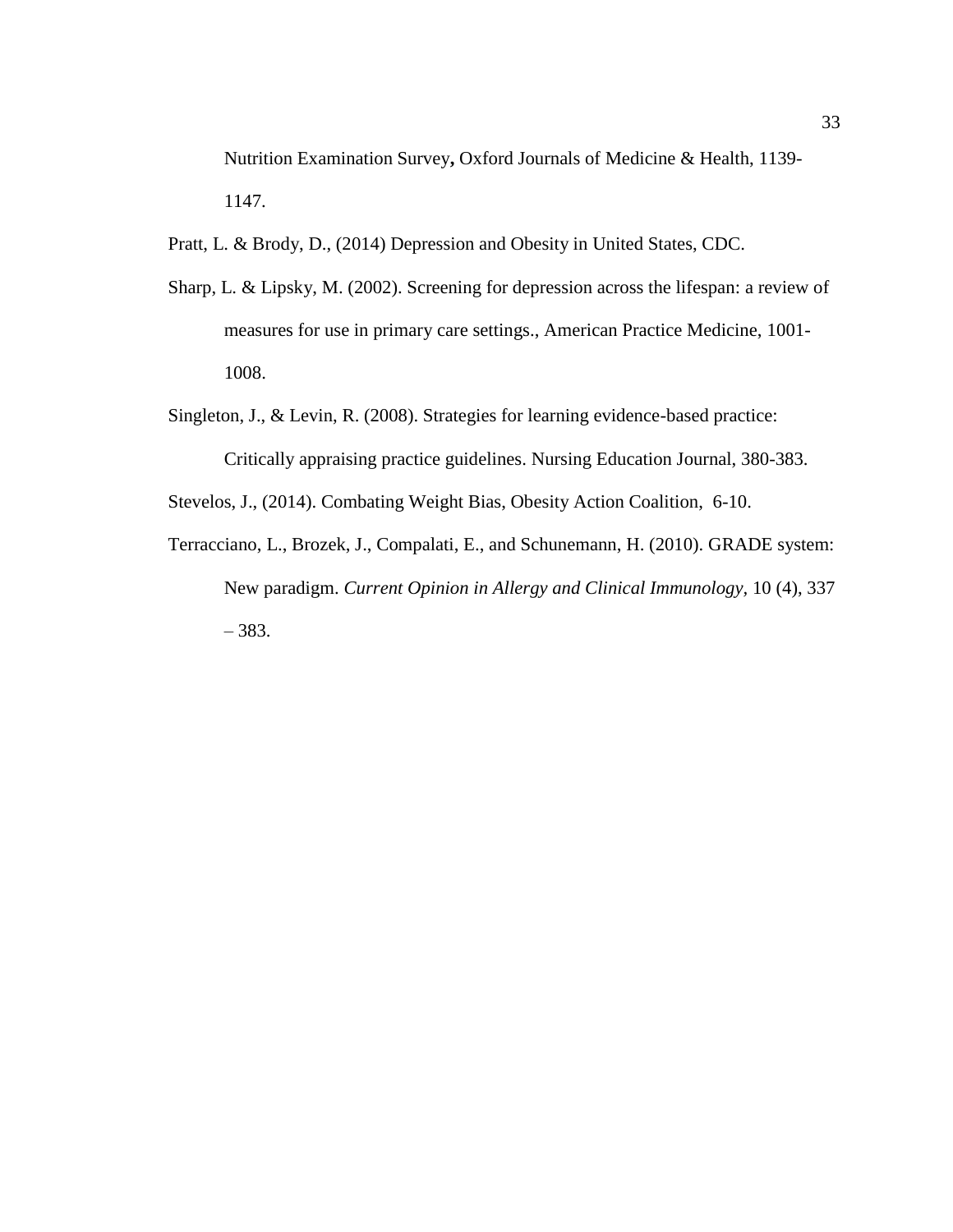Nutrition Examination Survey**,** Oxford Journals of Medicine & Health, 1139-1147.

Pratt, L. & Brody, D., (2014) Depression and Obesity in United States, CDC.

Sharp, L. & Lipsky, M. (2002). Screening for depression across the lifespan: a review of measures for use in primary care settings., American Practice Medicine, 1001-1008.

Singleton, J., & Levin, R. (2008). Strategies for learning evidence-based practice: Critically appraising practice guidelines. Nursing Education Journal, 380-383.

Stevelos, J., (2014). Combating Weight Bias, Obesity Action Coalition, 6-10.

Terracciano, L., Brozek, J., Compalati, E., and Schunemann, H. (2010). GRADE system: New paradigm. *Current Opinion in Allergy and Clinical Immunology,* 10 (4), 337 – 383.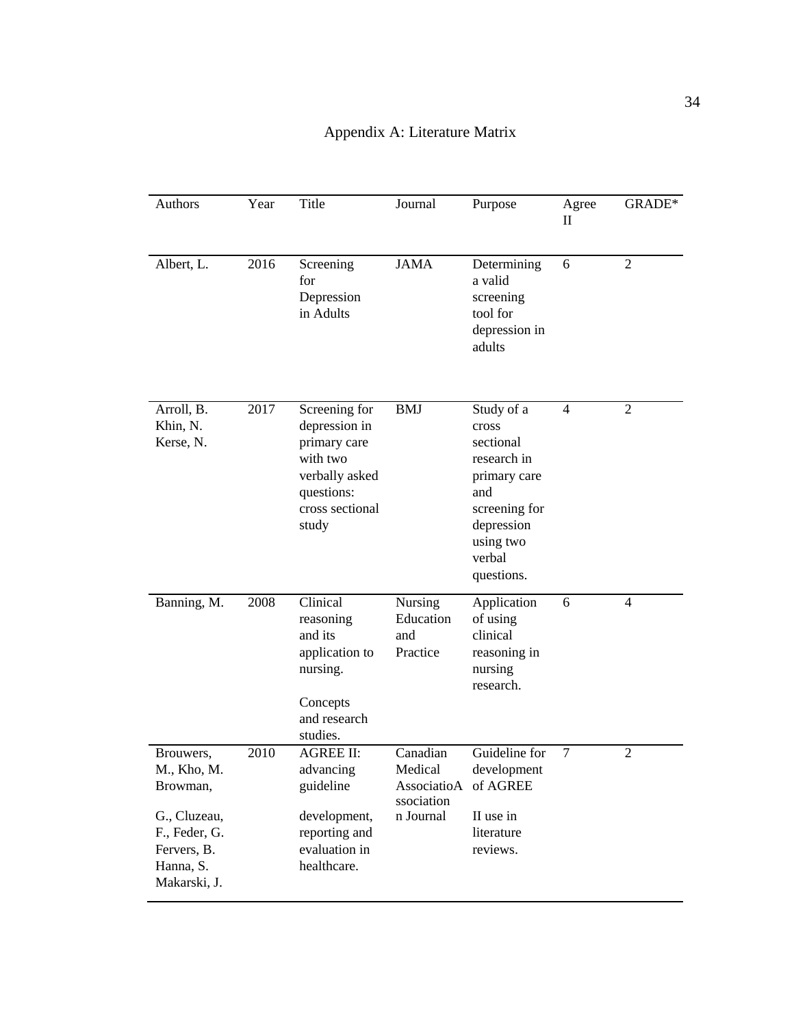# Appendix A: Literature Matrix

| Authors | Year | Title | Journal | Purpose | Agree II | GRADE* |
|---|---|---|---|---|---|---|
| Albert, L. | 2016 | Screening for Depression in Adults | JAMA | Determining a valid screening tool for depression in adults | 6 | 2 |
| Arroll, B. Khin, N. Kerse, N. | 2017 | Screening for depression in primary care with two verbally asked questions: cross sectional study | BMJ | Study of a cross sectional research in primary care and screening for depression using two verbal questions. | 4 | 2 |
| Banning, M. | 2008 | Clinical reasoning and its application to nursing. Concepts and research studies. | Nursing Education and Practice | Application of using clinical reasoning in nursing research. | 6 | 4 |
| Brouwers, M., Kho, M. Browman, G., Cluzeau, F., Feder, G. Fervers, B. Hanna, S. Makarski, J. | 2010 | AGREE II: advancing guideline development, reporting and evaluation in healthcare. | Canadian Medical AssociatioAssociation Journal | Guideline for development of AGREE II use in literature reviews. | 7 | 2 |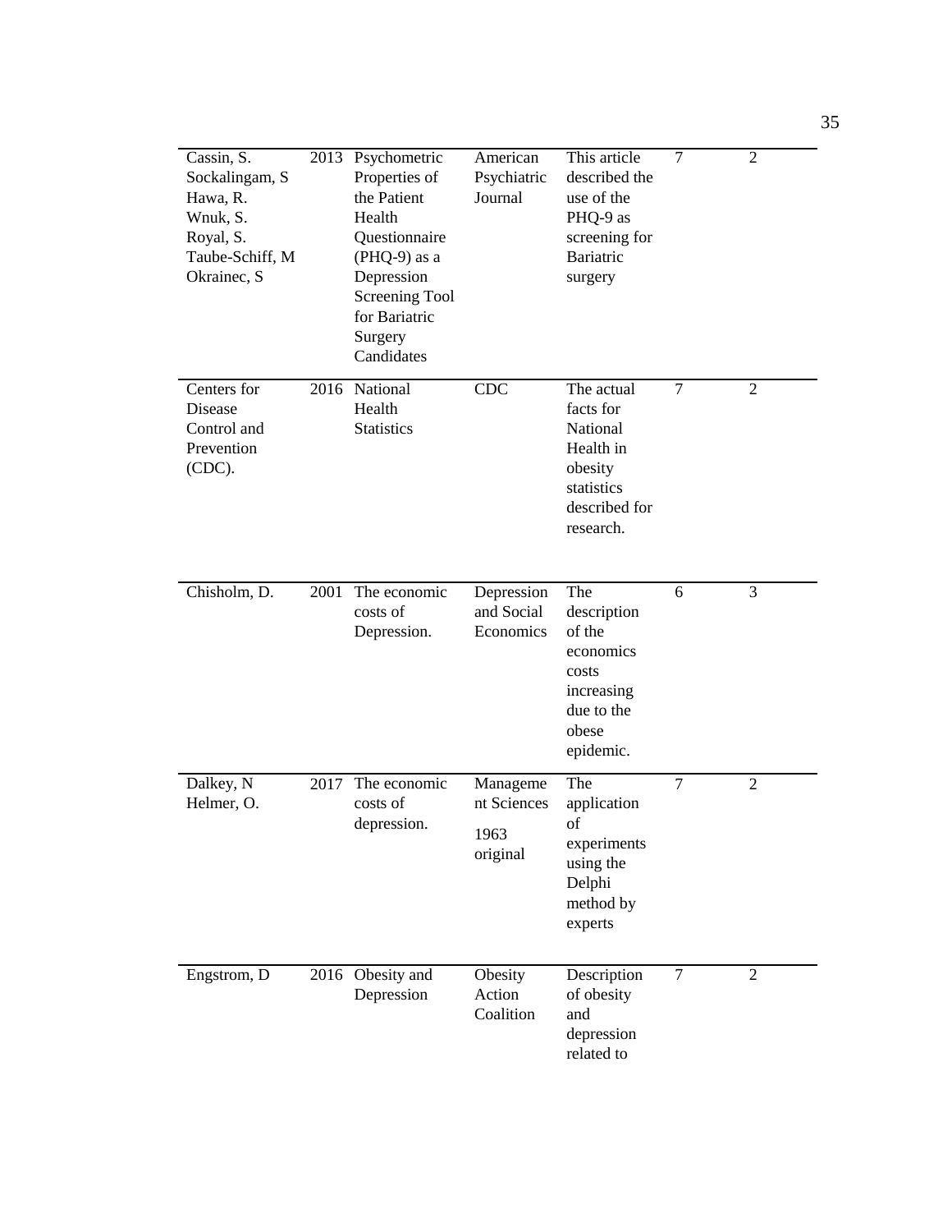| | | | | | | |
|---|---|---|---|---|---|---|
| Cassin, S. Sockalingam, S Hawa, R. Wnuk, S. Royal, S. Taube-Schiff, M Okrainec, S | 2013 | Psychometric Properties of the Patient Health Questionnaire (PHQ-9) as a Depression Screening Tool for Bariatric Surgery Candidates | American Psychiatric Journal | This article described the use of the PHQ-9 as screening for Bariatric surgery | 7 | 2 |
| Centers for Disease Control and Prevention (CDC). | 2016 | National Health Statistics | CDC | The actual facts for National Health in obesity statistics described for research. | 7 | 2 |
| Chisholm, D. | 2001 | The economic costs of Depression. | Depression and Social Economics | The description of the economics costs increasing due to the obese epidemic. | 6 | 3 |
| Dalkey, N Helmer, O. | 2017 | The economic costs of depression. | Management Sciences 1963 original | The application of experiments using the Delphi method by experts | 7 | 2 |
| Engstrom, D | 2016 | Obesity and Depression | Obesity Action Coalition | Description of obesity and depression related to | 7 | 2 |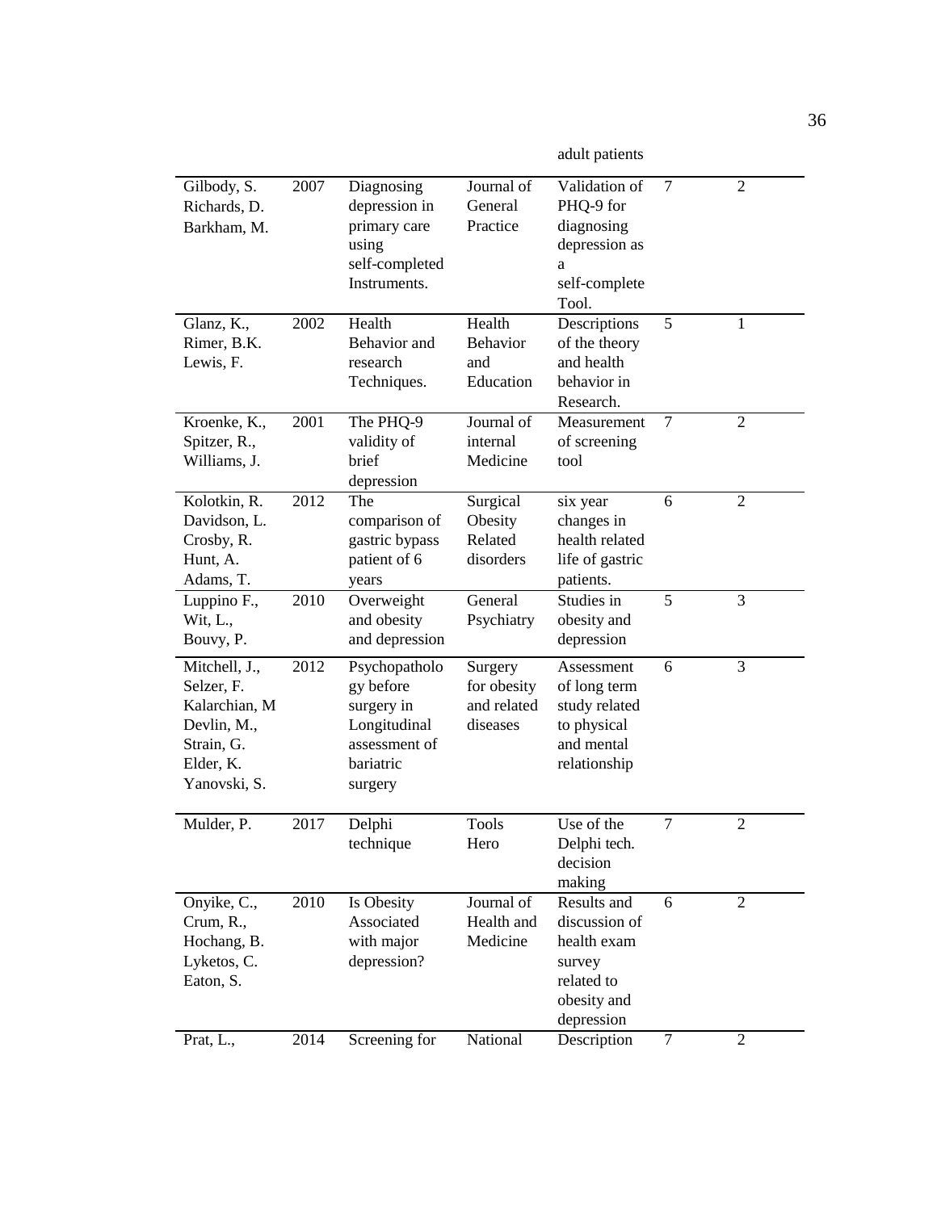| | | | | adult patients | | |
|---|---|---|---|---|---|---|
| Gilbody, S. Richards, D. Barkham, M. | 2007 | Diagnosing depression in primary care using self-completed Instruments. | Journal of General Practice | Validation of PHQ-9 for diagnosing depression as a self-complete Tool. | 7 | 2 |
| Glanz, K., Rimer, B.K. Lewis, F. | 2002 | Health Behavior and research Techniques. | Health Behavior and Education | Descriptions of the theory and health behavior in Research. | 5 | 1 |
| Kroenke, K., Spitzer, R., Williams, J. | 2001 | The PHQ-9 validity of brief depression | Journal of internal Medicine | Measurement of screening tool | 7 | 2 |
| Kolotkin, R. Davidson, L. Crosby, R. Hunt, A. Adams, T. | 2012 | The comparison of gastric bypass patient of 6 years | Surgical Obesity Related disorders | six year changes in health related life of gastric patients. | 6 | 2 |
| Luppino F., Wit, L., Bouvy, P. | 2010 | Overweight and obesity and depression | General Psychiatry | Studies in obesity and depression | 5 | 3 |
| Mitchell, J., Selzer, F. Kalarchian, M Devlin, M., Strain, G. Elder, K. Yanovski, S. | 2012 | Psychopathology before surgery in Longitudinal assessment of bariatric surgery | Surgery for obesity and related diseases | Assessment of long term study related to physical and mental relationship | 6 | 3 |
| Mulder, P. | 2017 | Delphi technique | Tools Hero | Use of the Delphi tech. decision making | 7 | 2 |
| Onyike, C., Crum, R., Hochang, B. Lyketos, C. Eaton, S. | 2010 | Is Obesity Associated with major depression? | Journal of Health and Medicine | Results and discussion of health exam survey related to obesity and depression | 6 | 2 |
| Prat, L., | 2014 | Screening for | National | Description | 7 | 2 |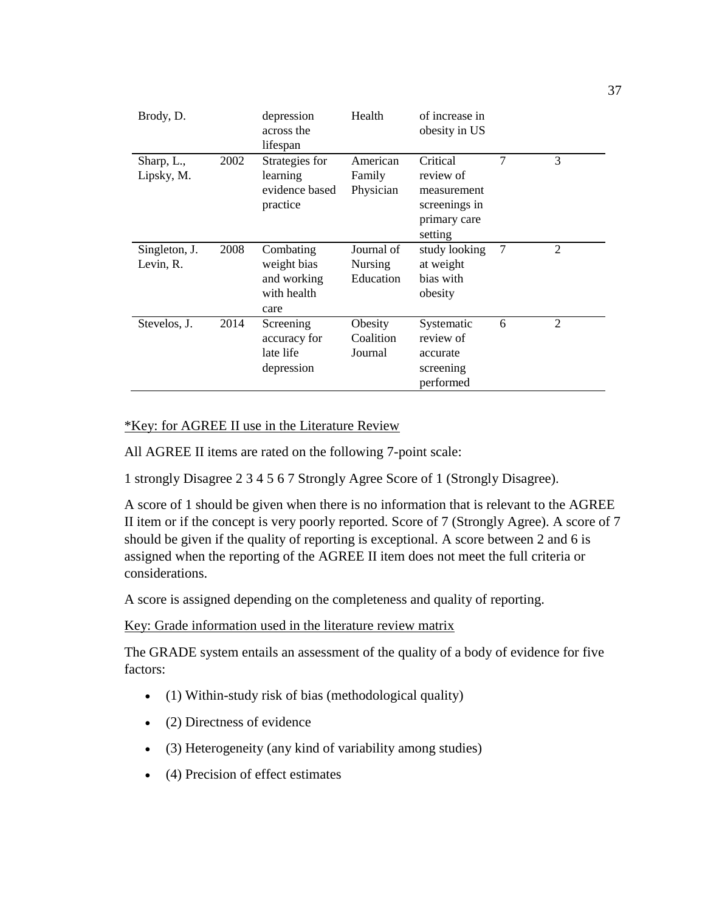| | | | | | | |
|---|---|---|---|---|---|---|
| Brody, D. | | depression across the lifespan | Health | of increase in obesity in US | | |
| Sharp, L., Lipsky, M. | 2002 | Strategies for learning evidence based practice | American Family Physician | Critical review of measurement screenings in primary care setting | 7 | 3 |
| Singleton, J. Levin, R. | 2008 | Combating weight bias and working with health care | Journal of Nursing Education | study looking at weight bias with obesity | 7 | 2 |
| Stevelos, J. | 2014 | Screening accuracy for late life depression | Obesity Coalition Journal | Systematic review of accurate screening performed | 6 | 2 |

<u>*Key: for AGREE II use in the Literature Review</u>

All AGREE II items are rated on the following 7-point scale:

1 strongly Disagree 2 3 4 5 6 7 Strongly Agree Score of 1 (Strongly Disagree).

A score of 1 should be given when there is no information that is relevant to the AGREE II item or if the concept is very poorly reported. Score of 7 (Strongly Agree). A score of 7 should be given if the quality of reporting is exceptional. A score between 2 and 6 is assigned when the reporting of the AGREE II item does not meet the full criteria or considerations.

A score is assigned depending on the completeness and quality of reporting.

<u>Key: Grade information used in the literature review matrix</u>

The GRADE system entails an assessment of the quality of a body of evidence for five factors:

- (1) Within-study risk of bias (methodological quality)
- (2) Directness of evidence
- (3) Heterogeneity (any kind of variability among studies)
- (4) Precision of effect estimates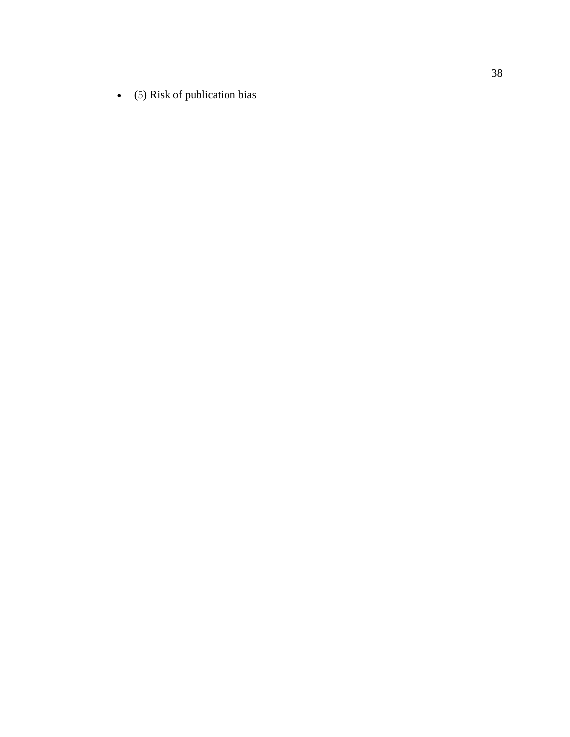- (5) Risk of publication bias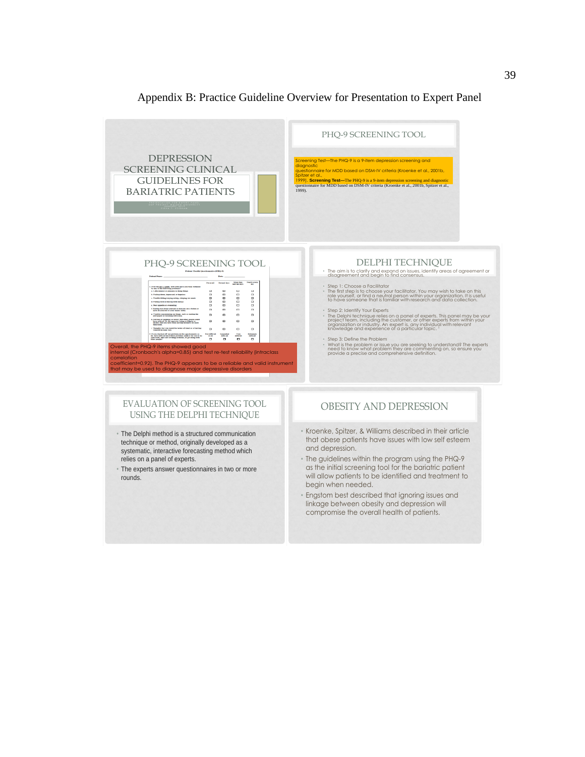# Appendix B: Practice Guideline Overview for Presentation to Expert Panel

## DEPRESSION SCREENING CLINICAL GUIDELINES FOR BARIATRIC PATIENTS

## PHQ-9 SCREENING TOOL

Screening Test—The PHQ-9 is a 9-item depression screening and diagnostic questionnaire for MDD based on DSM-IV criteria (Kroenke et al., 2001b, Spitzer et al., 1999). **Screening Test**—The PHQ-9 is a 9-item depression screening and diagnostic questionnaire for MDD based on DSM-IV criteria (Kroenke et al., 2001b, Spitzer et al., 1999).

## PHQ-9 SCREENING TOOL

Overall, the PHQ-9 items showed good internal (Cronbach's alpha=0.85) and test re-test reliability (intraclass correlation coefficient=0.92). The PHQ-9 appears to be a reliable and valid instrument that may be used to diagnose major depressive disorders

## DELPHI TECHNIQUE

- The aim is to clarify and expand on issues, identify areas of agreement or disagreement and begin to find consensus.
- Step 1: Choose a Facilitator
- The first step is to choose your facilitator. You may wish to take on this role yourself, or find a neutral person within your organization. It is useful to have someone that is familiar with research and data collection.
- Step 2: Identify Your Experts
- The Delphi technique relies on a panel of experts. This panel may be your project team, including the customer, or other experts from within your organization or industry. An expert is, any individual with relevant knowledge and experience of a particular topic.
- Step 3: Define the Problem
- What is the problem or issue you are seeking to understand? The experts need to know what problem they are commenting on, so ensure you provide a precise and comprehensive definition.

## EVALUATION OF SCREENING TOOL USING THE DELPHI TECHNIQUE

- The Delphi method is a structured communication technique or method, originally developed as a systematic, interactive forecasting method which relies on a panel of experts.
- The experts answer questionnaires in two or more rounds.

## OBESITY AND DEPRESSION

- Kroenke, Spitzer, & Williams described in their article that obese patients have issues with low self esteem and depression.
- The guidelines within the program using the PHQ-9 as the initial screening tool for the bariatric patient will allow patients to be identified and treatment to begin when needed.
- Engstom best described that ignoring issues and linkage between obesity and depression will compromise the overall health of patients.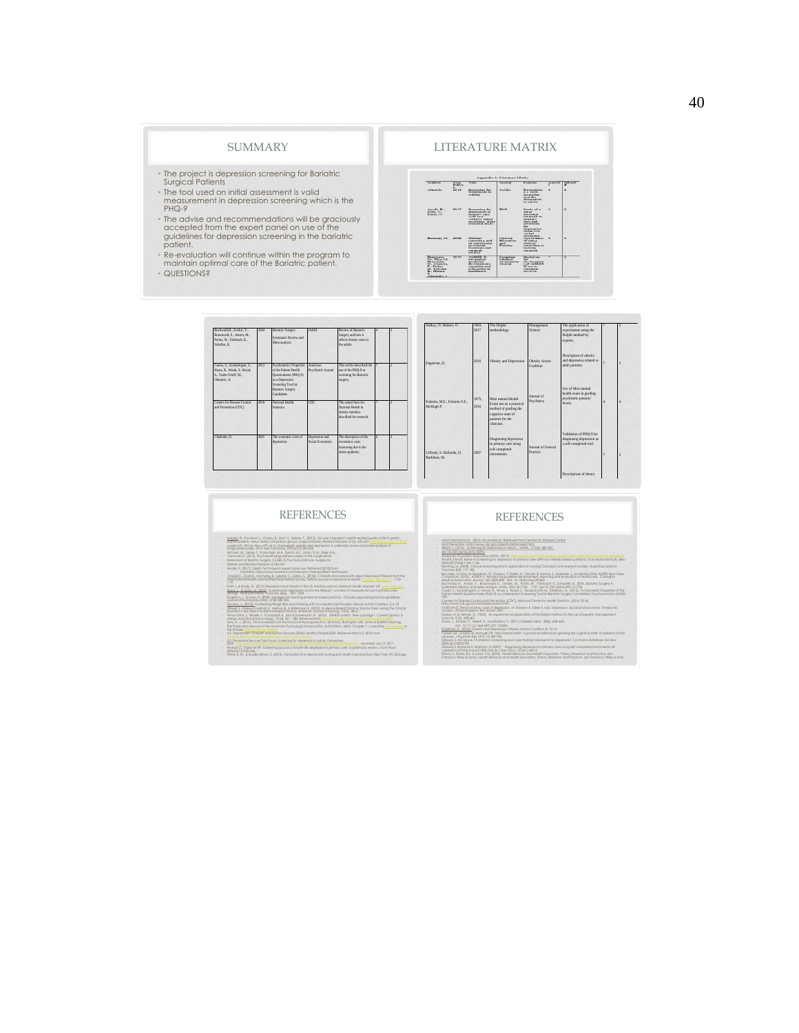## SUMMARY

- The project is depression screening for Bariatric Surgical Patients
- The tool used on initial assessment is valid measurement in depression screening which is the PHQ-9
- The advise and recommendations will be graciously accepted from the expert panel on use of the guidelines for depression screening in the bariatric patient.
- Re-evaluation will continue within the program to maintain optimal care of the Bariatric patient.
- QUESTIONS?

## LITERATURE MATRIX

| Authors | Year | Title | Journal | Purpose | | |
|---|---|---|---|---|---|---|
| Buchwald, H., Avidor, Y., Braunwald, E., Jensen, M., Pories, W., Fahrbach, K., Schoelles, K. | 2004 | Bariatric Surgery Systematic Review and Meta-analysis | JAMA | Review of Bariatric Surgery and how it affects obesity rates in the adults. | 4 | 2 |
| Cassin, S., Sockalingam, S., Hawa, R., Wnuk, S., Royal, S., Taube-Schiff, M., Okrainec, A. | 2013 | Psychometric Properties of the Patient Health Questionnaire (PHQ-9) as a Depression Screening Tool for Bariatric Surgery Candidates | American Psychiatric Journal | This article described the use of the PHQ-9 in screening for Bariatric surgery. | 7 | 2 |
| Centers for Disease Control and Prevention (CDC) | 2016 | National Health Statistics | CDC | The actual facts for National Health in obesity statistics described for research. | 7 | 2 |
| Chisholm, D. | 2001 | The economic costs of depression. | Depression and Social Economics | The description of the economics costs increasing due to the obese epidemic. | 6 | 3 |
| Dalkey, N. Helmer, O. | 1963, 2017 | The Delphi methodology | Management Science | The application of experiments using the Delphi method by experts. | 7 | 2 |
| Engstrom, D. | 2016 | Obesity and Depression | Obesity Action Coalition | Description of obesity and depression related to adult patients. | 7 | 2 |
| Folstein, M.F., Folstein S.E., McHugh P. | 1975, 2010 | Mini mental Health Exam use as a practical method of grading the cognitive state of patients for the clinician. | Journal of Psychiatry | Use of Mini mental health exam in grading psychiatric patients' levels. | 4 | 4 |
| Gilbody, S. Richards, D. Barkham, M. | 2007 | Diagnosing depression in primary care using self-completed instruments. | Journal of General Practice | Validation of PHQ-9 for diagnosing depression as a self-completed tool. | 7 | 2 |
| | | | | Descriptions of theory | | |

## REFERENCES

## REFERENCES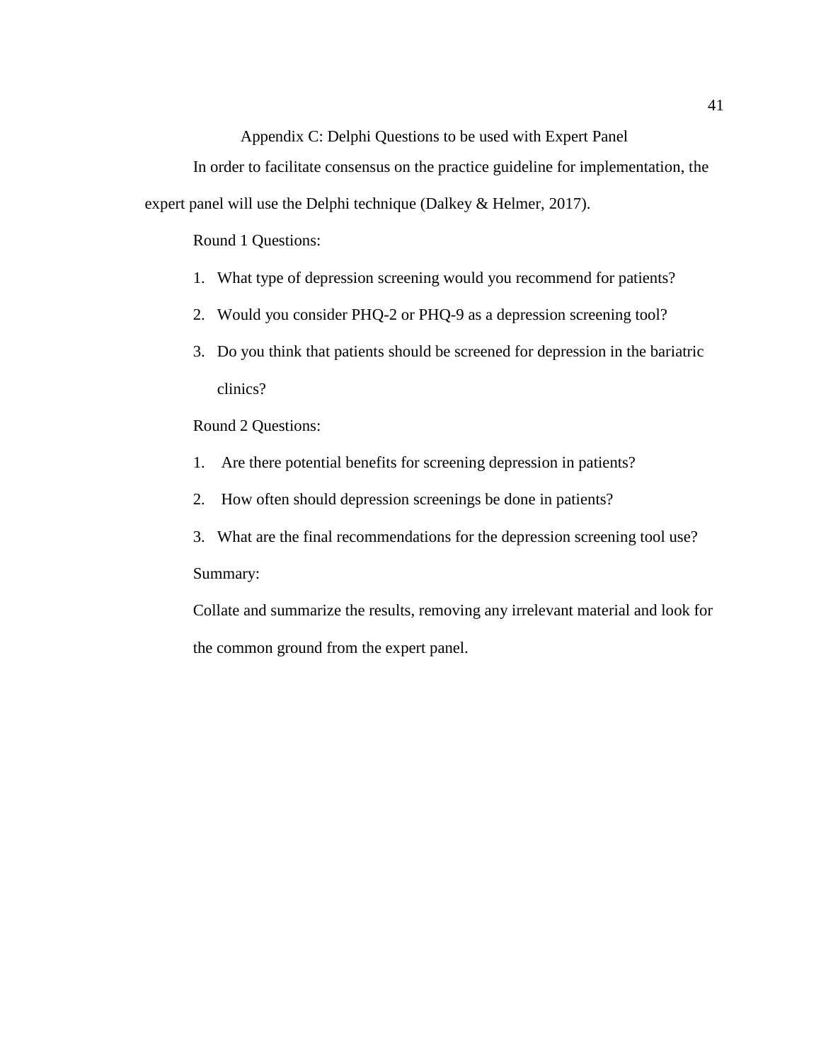## Appendix C: Delphi Questions to be used with Expert Panel

In order to facilitate consensus on the practice guideline for implementation, the expert panel will use the Delphi technique (Dalkey & Helmer, 2017).

Round 1 Questions:

1. What type of depression screening would you recommend for patients?
2. Would you consider PHQ-2 or PHQ-9 as a depression screening tool?
3. Do you think that patients should be screened for depression in the bariatric clinics?

Round 2 Questions:

1. Are there potential benefits for screening depression in patients?
2. How often should depression screenings be done in patients?
3. What are the final recommendations for the depression screening tool use?

Summary:

Collate and summarize the results, removing any irrelevant material and look for the common ground from the expert panel.